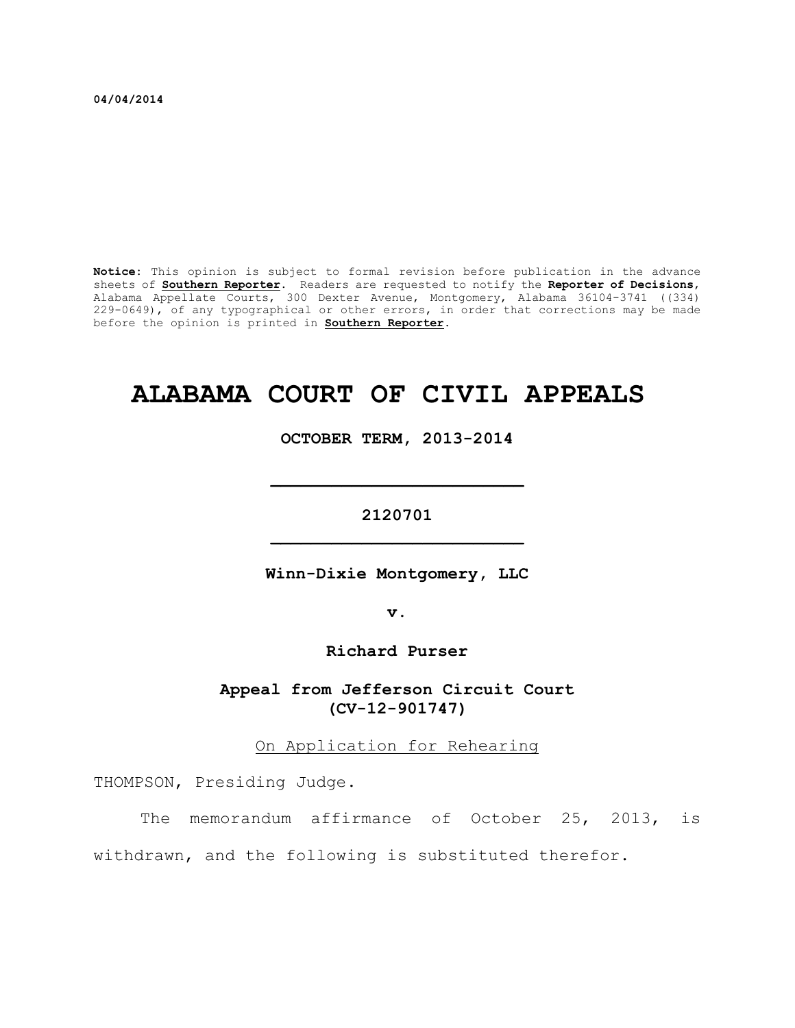04/04/2014

**Notice**: This opinion is subject to formal revision before publication in the advance sheets of **Southern Reporter**. Readers are requested to notify the **Reporter of Decisions**, Alabama Appellate Courts, 300 Dexter Avenue, Montgomery, Alabama 36104-3741 ((334) 229-0649), of any typographical or other errors, in order that corrections may be made before the opinion is printed in **Southern Reporter**.

# ALABAMA COURT OF CIVIL APPEALS

**OCTOBER TERM, 2013-2014**

---

**2120701**

---

**Winn-Dixie Montgomery, LLC**

**v.**

**Richard Purser**

**Appeal from Jefferson Circuit Court (CV-12-901747)**

On Application for Rehearing

THOMPSON, Presiding Judge.

The memorandum affirmance of October 25, 2013, is withdrawn, and the following is substituted therefor.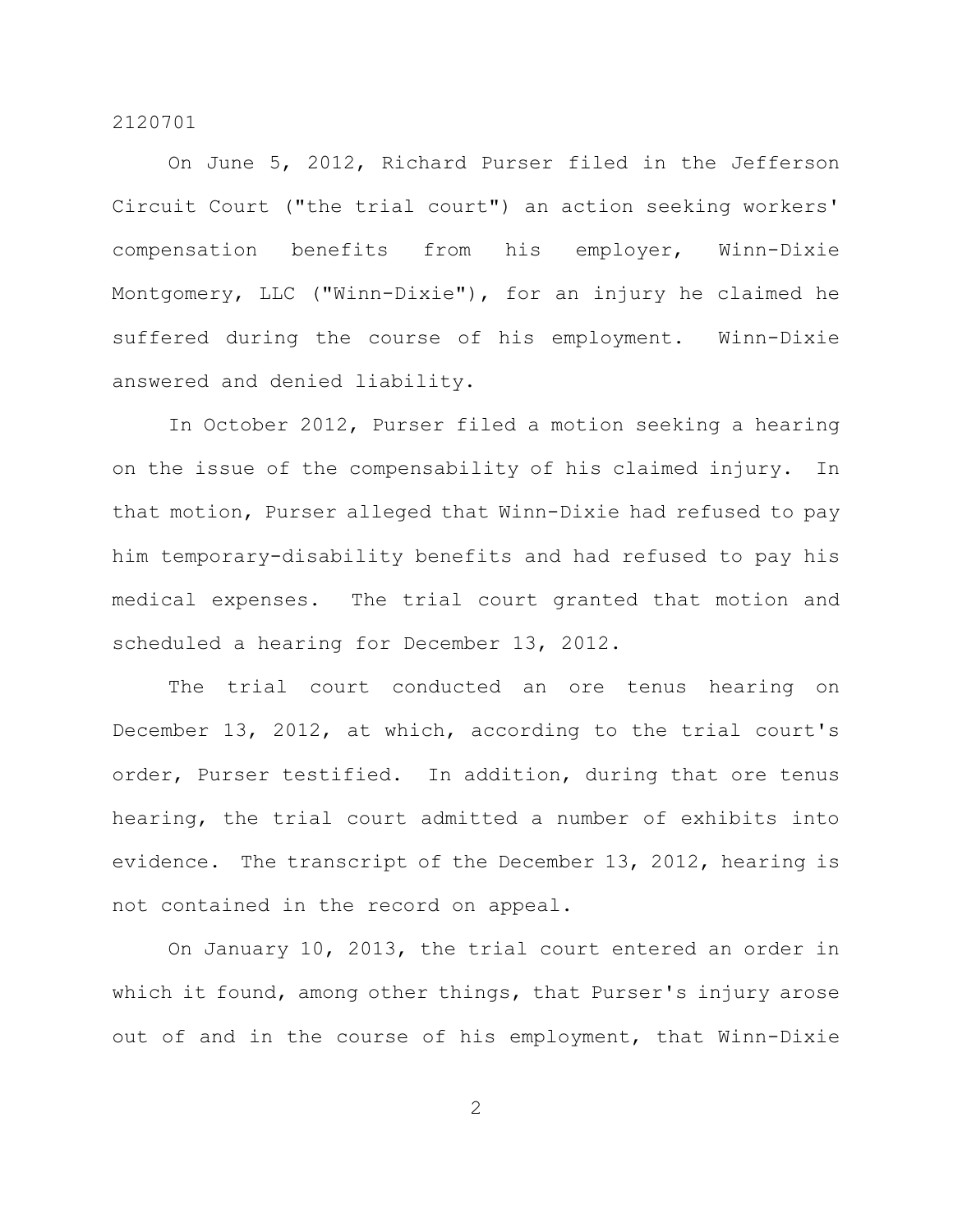On June 5, 2012, Richard Purser filed in the Jefferson Circuit Court ("the trial court") an action seeking workers' compensation benefits from his employer, Winn-Dixie Montgomery, LLC ("Winn-Dixie"), for an injury he claimed he suffered during the course of his employment. Winn-Dixie answered and denied liability.

In October 2012, Purser filed a motion seeking a hearing on the issue of the compensability of his claimed injury. In that motion, Purser alleged that Winn-Dixie had refused to pay him temporary-disability benefits and had refused to pay his medical expenses. The trial court granted that motion and scheduled a hearing for December 13, 2012.

The trial court conducted an ore tenus hearing on December 13, 2012, at which, according to the trial court's order, Purser testified. In addition, during that ore tenus hearing, the trial court admitted a number of exhibits into evidence. The transcript of the December 13, 2012, hearing is not contained in the record on appeal.

On January 10, 2013, the trial court entered an order in which it found, among other things, that Purser's injury arose out of and in the course of his employment, that Winn-Dixie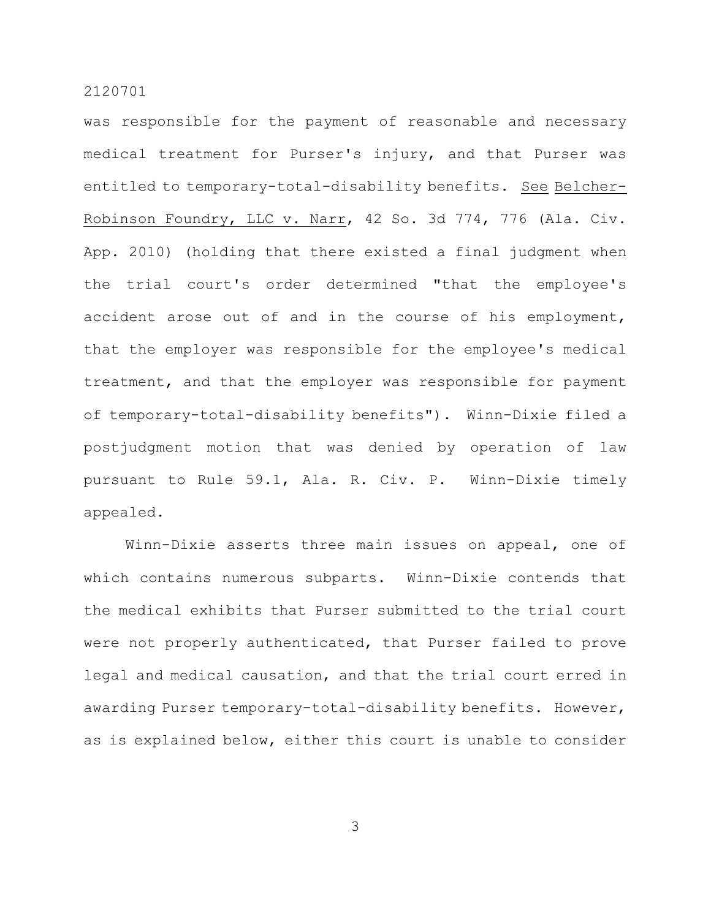was responsible for the payment of reasonable and necessary medical treatment for Purser's injury, and that Purser was entitled to temporary-total-disability benefits. See Belcher-Robinson Foundry, LLC v. Narr, 42 So. 3d 774, 776 (Ala. Civ. App. 2010) (holding that there existed a final judgment when the trial court's order determined "that the employee's accident arose out of and in the course of his employment, that the employer was responsible for the employee's medical treatment, and that the employer was responsible for payment of temporary-total-disability benefits"). Winn-Dixie filed a postjudgment motion that was denied by operation of law pursuant to Rule 59.1, Ala. R. Civ. P. Winn-Dixie timely appealed.

Winn-Dixie asserts three main issues on appeal, one of which contains numerous subparts. Winn-Dixie contends that the medical exhibits that Purser submitted to the trial court were not properly authenticated, that Purser failed to prove legal and medical causation, and that the trial court erred in awarding Purser temporary-total-disability benefits. However, as is explained below, either this court is unable to consider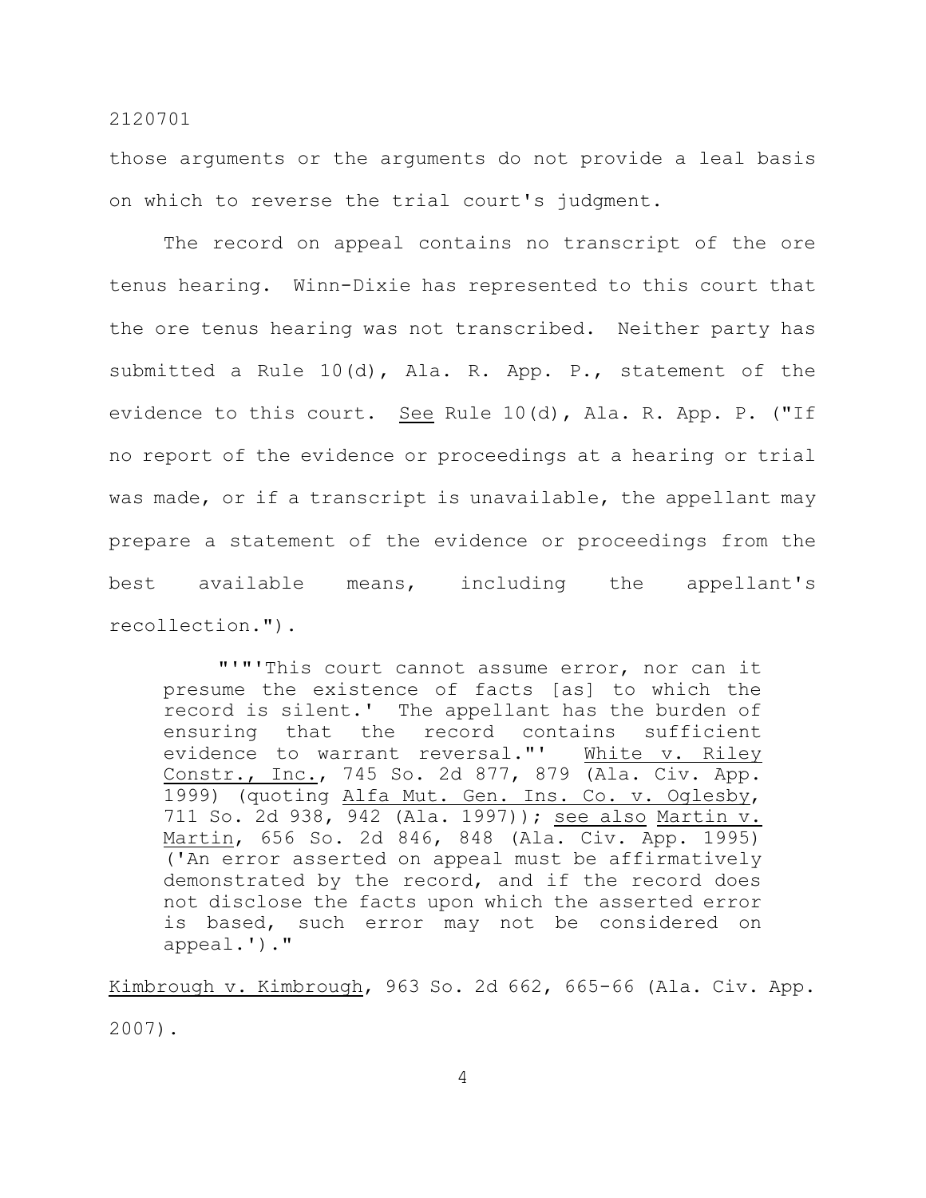those arguments or the arguments do not provide a leal basis on which to reverse the trial court's judgment.

The record on appeal contains no transcript of the ore tenus hearing. Winn-Dixie has represented to this court that the ore tenus hearing was not transcribed. Neither party has submitted a Rule 10(d), Ala. R. App. P., statement of the evidence to this court. See Rule 10(d), Ala. R. App. P. ("If no report of the evidence or proceedings at a hearing or trial was made, or if a transcript is unavailable, the appellant may prepare a statement of the evidence or proceedings from the best available means, including the appellant's recollection.").

> "'"'This court cannot assume error, nor can it presume the existence of facts [as] to which the record is silent.' The appellant has the burden of ensuring that the record contains sufficient evidence to warrant reversal."' White v. Riley Constr., Inc., 745 So. 2d 877, 879 (Ala. Civ. App. 1999) (quoting Alfa Mut. Gen. Ins. Co. v. Oglesby, 711 So. 2d 938, 942 (Ala. 1997)); see also Martin v. Martin, 656 So. 2d 846, 848 (Ala. Civ. App. 1995) ('An error asserted on appeal must be affirmatively demonstrated by the record, and if the record does not disclose the facts upon which the asserted error is based, such error may not be considered on appeal.')."

Kimbrough v. Kimbrough, 963 So. 2d 662, 665-66 (Ala. Civ. App. 2007).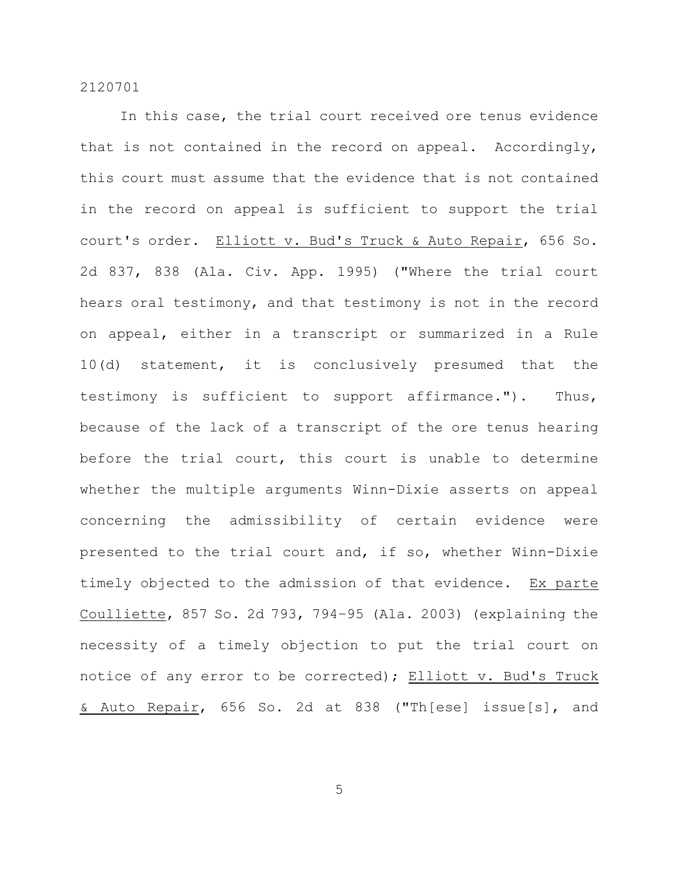In this case, the trial court received ore tenus evidence that is not contained in the record on appeal. Accordingly, this court must assume that the evidence that is not contained in the record on appeal is sufficient to support the trial court's order. Elliott v. Bud's Truck & Auto Repair, 656 So. 2d 837, 838 (Ala. Civ. App. 1995) ("Where the trial court hears oral testimony, and that testimony is not in the record on appeal, either in a transcript or summarized in a Rule 10(d) statement, it is conclusively presumed that the testimony is sufficient to support affirmance."). Thus, because of the lack of a transcript of the ore tenus hearing before the trial court, this court is unable to determine whether the multiple arguments Winn-Dixie asserts on appeal concerning the admissibility of certain evidence were presented to the trial court and, if so, whether Winn-Dixie timely objected to the admission of that evidence. Ex parte Coulliette, 857 So. 2d 793, 794–95 (Ala. 2003) (explaining the necessity of a timely objection to put the trial court on notice of any error to be corrected); Elliott v. Bud's Truck & Auto Repair, 656 So. 2d at 838 ("Th[ese] issue[s], and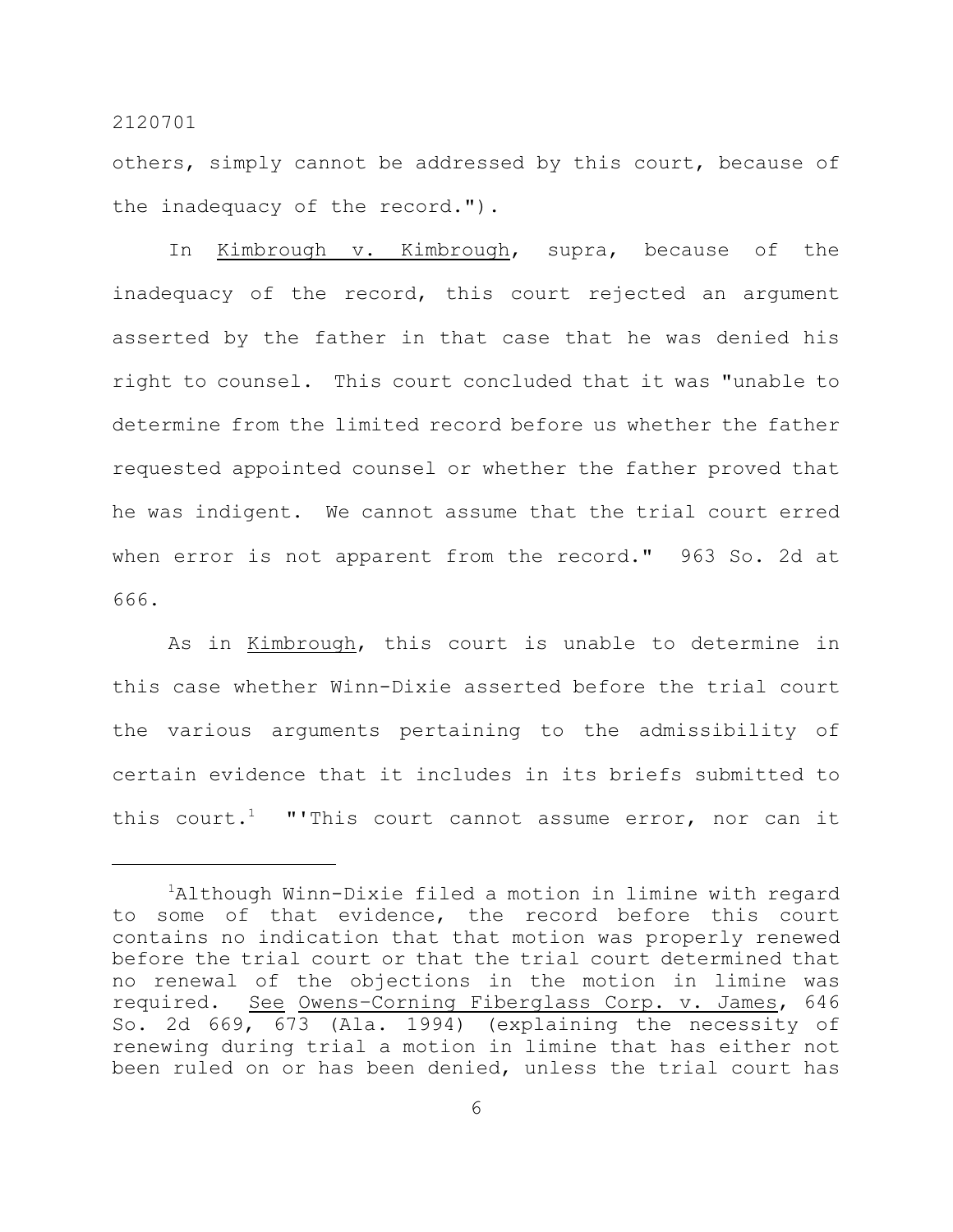others, simply cannot be addressed by this court, because of the inadequacy of the record.").

In Kimbrough v. Kimbrough, supra, because of the inadequacy of the record, this court rejected an argument asserted by the father in that case that he was denied his right to counsel. This court concluded that it was "unable to determine from the limited record before us whether the father requested appointed counsel or whether the father proved that he was indigent. We cannot assume that the trial court erred when error is not apparent from the record." 963 So. 2d at 666.

As in Kimbrough, this court is unable to determine in this case whether Winn-Dixie asserted before the trial court the various arguments pertaining to the admissibility of certain evidence that it includes in its briefs submitted to this court.[1] "'This court cannot assume error, nor can it

---

[1]Although Winn-Dixie filed a motion in limine with regard to some of that evidence, the record before this court contains no indication that that motion was properly renewed before the trial court or that the trial court determined that no renewal of the objections in the motion in limine was required. See Owens-Corning Fiberglass Corp. v. James, 646 So. 2d 669, 673 (Ala. 1994) (explaining the necessity of renewing during trial a motion in limine that has either not been ruled on or has been denied, unless the trial court has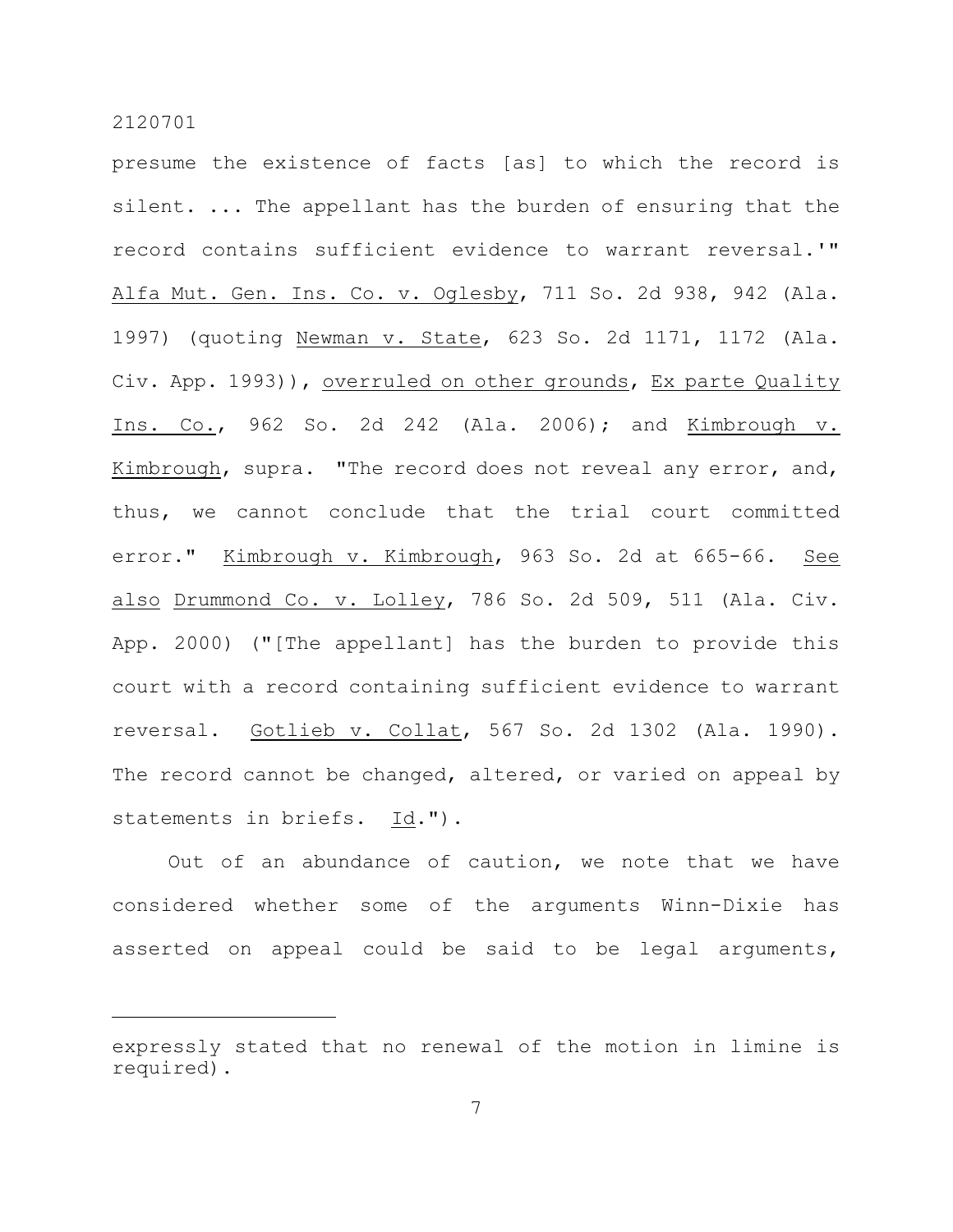presume the existence of facts [as] to which the record is silent. ... The appellant has the burden of ensuring that the record contains sufficient evidence to warrant reversal.'" Alfa Mut. Gen. Ins. Co. v. Oglesby, 711 So. 2d 938, 942 (Ala. 1997) (quoting Newman v. State, 623 So. 2d 1171, 1172 (Ala. Civ. App. 1993)), overruled on other grounds, Ex parte Quality Ins. Co., 962 So. 2d 242 (Ala. 2006); and Kimbrough v. Kimbrough, supra. "The record does not reveal any error, and, thus, we cannot conclude that the trial court committed error." Kimbrough v. Kimbrough, 963 So. 2d at 665-66. See also Drummond Co. v. Lolley, 786 So. 2d 509, 511 (Ala. Civ. App. 2000) ("[The appellant] has the burden to provide this court with a record containing sufficient evidence to warrant reversal. Gotlieb v. Collat, 567 So. 2d 1302 (Ala. 1990). The record cannot be changed, altered, or varied on appeal by statements in briefs. Id.").

Out of an abundance of caution, we note that we have considered whether some of the arguments Winn-Dixie has asserted on appeal could be said to be legal arguments,

---

expressly stated that no renewal of the motion in limine is required).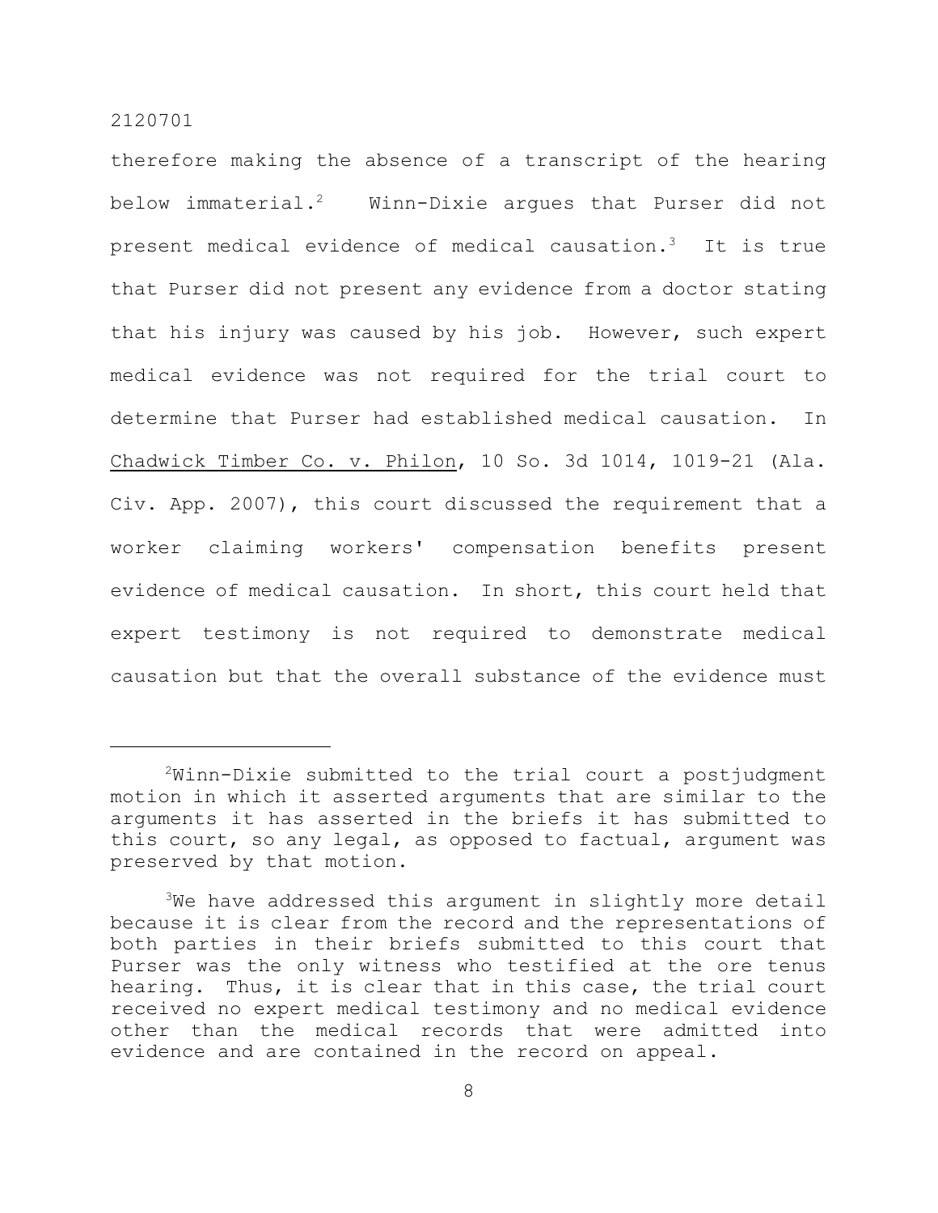therefore making the absence of a transcript of the hearing below immaterial.[2] Winn-Dixie argues that Purser did not present medical evidence of medical causation.[3] It is true that Purser did not present any evidence from a doctor stating that his injury was caused by his job. However, such expert medical evidence was not required for the trial court to determine that Purser had established medical causation. In Chadwick Timber Co. v. Philon, 10 So. 3d 1014, 1019-21 (Ala. Civ. App. 2007), this court discussed the requirement that a worker claiming workers' compensation benefits present evidence of medical causation. In short, this court held that expert testimony is not required to demonstrate medical causation but that the overall substance of the evidence must

---

[2]Winn-Dixie submitted to the trial court a postjudgment motion in which it asserted arguments that are similar to the arguments it has asserted in the briefs it has submitted to this court, so any legal, as opposed to factual, argument was preserved by that motion.

[3]We have addressed this argument in slightly more detail because it is clear from the record and the representations of both parties in their briefs submitted to this court that Purser was the only witness who testified at the ore tenus hearing. Thus, it is clear that in this case, the trial court received no expert medical testimony and no medical evidence other than the medical records that were admitted into evidence and are contained in the record on appeal.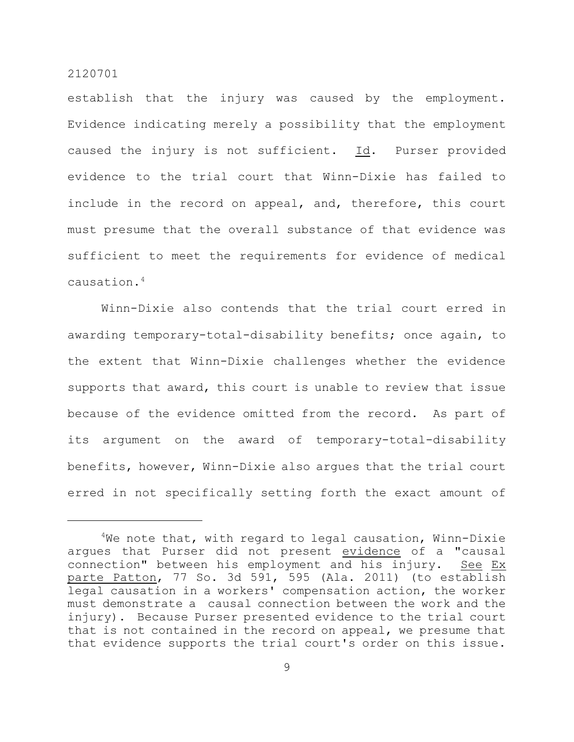establish that the injury was caused by the employment. Evidence indicating merely a possibility that the employment caused the injury is not sufficient. Id. Purser provided evidence to the trial court that Winn-Dixie has failed to include in the record on appeal, and, therefore, this court must presume that the overall substance of that evidence was sufficient to meet the requirements for evidence of medical causation.[4]

Winn-Dixie also contends that the trial court erred in awarding temporary-total-disability benefits; once again, to the extent that Winn-Dixie challenges whether the evidence supports that award, this court is unable to review that issue because of the evidence omitted from the record. As part of its argument on the award of temporary-total-disability benefits, however, Winn-Dixie also argues that the trial court erred in not specifically setting forth the exact amount of

---

[4]We note that, with regard to legal causation, Winn-Dixie argues that Purser did not present evidence of a "causal connection" between his employment and his injury. See Ex parte Patton, 77 So. 3d 591, 595 (Ala. 2011) (to establish legal causation in a workers' compensation action, the worker must demonstrate a causal connection between the work and the injury). Because Purser presented evidence to the trial court that is not contained in the record on appeal, we presume that that evidence supports the trial court's order on this issue.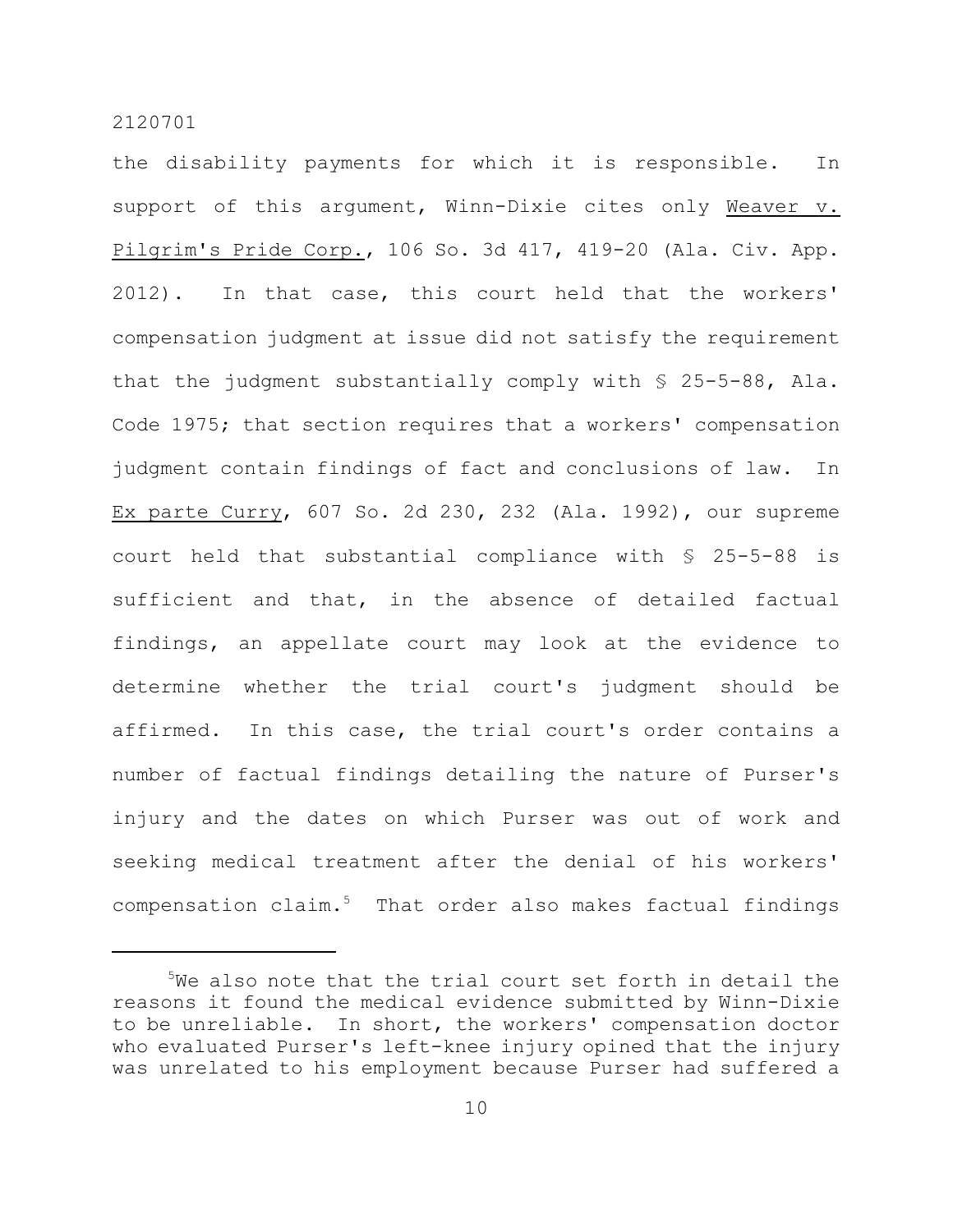the disability payments for which it is responsible. In support of this argument, Winn-Dixie cites only Weaver v. Pilgrim's Pride Corp., 106 So. 3d 417, 419-20 (Ala. Civ. App. 2012). In that case, this court held that the workers' compensation judgment at issue did not satisfy the requirement that the judgment substantially comply with § 25-5-88, Ala. Code 1975; that section requires that a workers' compensation judgment contain findings of fact and conclusions of law. In Ex parte Curry, 607 So. 2d 230, 232 (Ala. 1992), our supreme court held that substantial compliance with § 25-5-88 is sufficient and that, in the absence of detailed factual findings, an appellate court may look at the evidence to determine whether the trial court's judgment should be affirmed. In this case, the trial court's order contains a number of factual findings detailing the nature of Purser's injury and the dates on which Purser was out of work and seeking medical treatment after the denial of his workers' compensation claim.[5] That order also makes factual findings

[5]We also note that the trial court set forth in detail the reasons it found the medical evidence submitted by Winn-Dixie to be unreliable. In short, the workers' compensation doctor who evaluated Purser's left-knee injury opined that the injury was unrelated to his employment because Purser had suffered a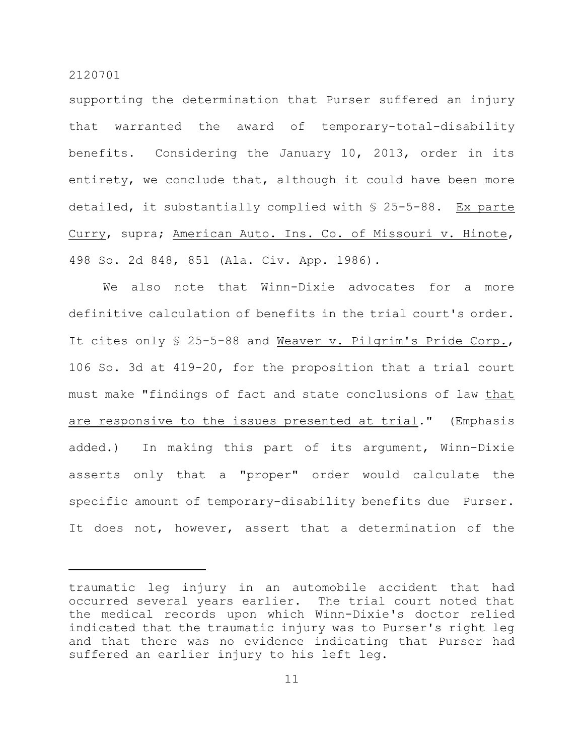supporting the determination that Purser suffered an injury that warranted the award of temporary-total-disability benefits. Considering the January 10, 2013, order in its entirety, we conclude that, although it could have been more detailed, it substantially complied with § 25-5-88. Ex parte Curry, supra; American Auto. Ins. Co. of Missouri v. Hinote, 498 So. 2d 848, 851 (Ala. Civ. App. 1986).

We also note that Winn-Dixie advocates for a more definitive calculation of benefits in the trial court's order. It cites only § 25-5-88 and Weaver v. Pilgrim's Pride Corp., 106 So. 3d at 419-20, for the proposition that a trial court must make "findings of fact and state conclusions of law that are responsive to the issues presented at trial." (Emphasis added.) In making this part of its argument, Winn-Dixie asserts only that a "proper" order would calculate the specific amount of temporary-disability benefits due Purser. It does not, however, assert that a determination of the

---

traumatic leg injury in an automobile accident that had occurred several years earlier. The trial court noted that the medical records upon which Winn-Dixie's doctor relied indicated that the traumatic injury was to Purser's right leg and that there was no evidence indicating that Purser had suffered an earlier injury to his left leg.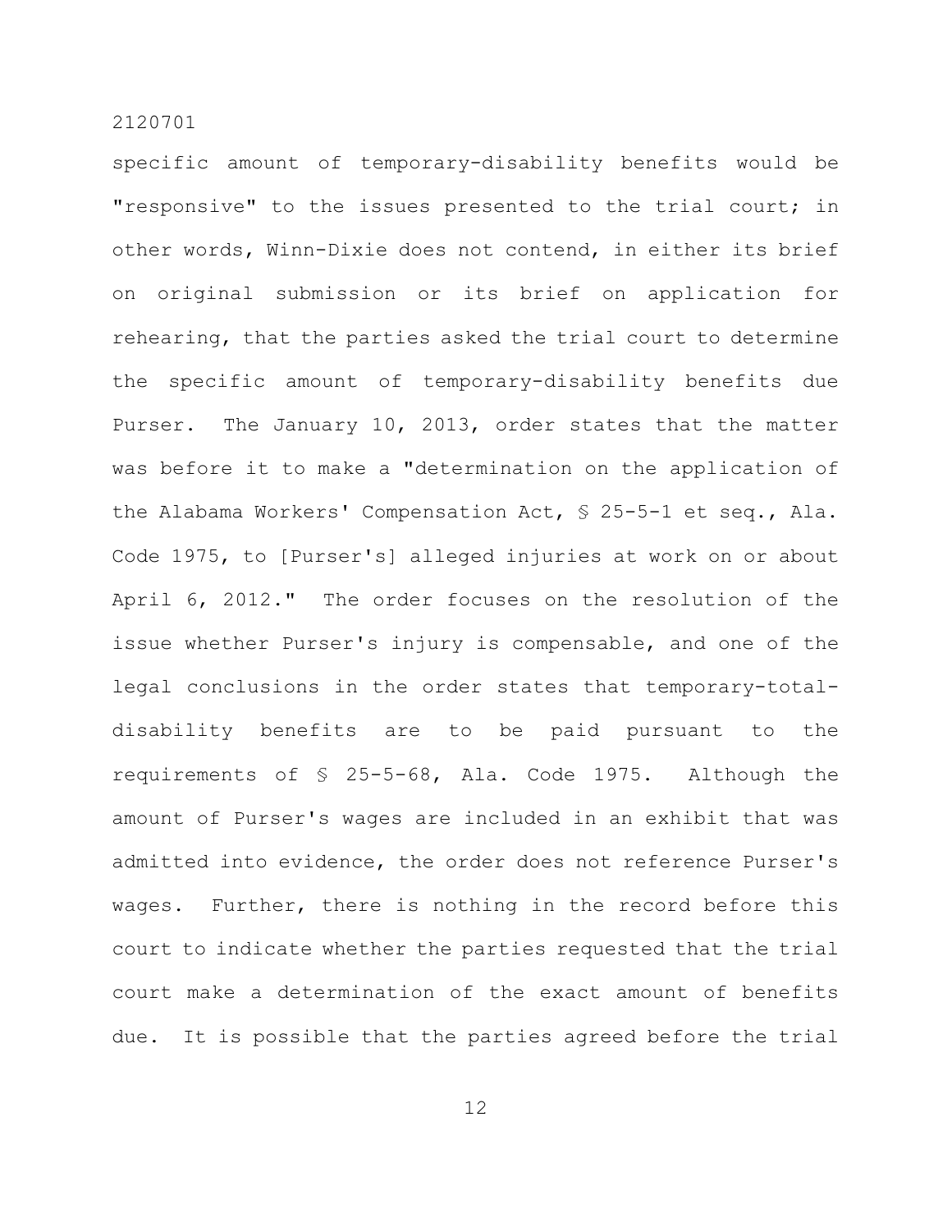specific amount of temporary-disability benefits would be "responsive" to the issues presented to the trial court; in other words, Winn-Dixie does not contend, in either its brief on original submission or its brief on application for rehearing, that the parties asked the trial court to determine the specific amount of temporary-disability benefits due Purser. The January 10, 2013, order states that the matter was before it to make a "determination on the application of the Alabama Workers' Compensation Act, § 25-5-1 et seq., Ala. Code 1975, to [Purser's] alleged injuries at work on or about April 6, 2012." The order focuses on the resolution of the issue whether Purser's injury is compensable, and one of the legal conclusions in the order states that temporary-total-disability benefits are to be paid pursuant to the requirements of § 25-5-68, Ala. Code 1975. Although the amount of Purser's wages are included in an exhibit that was admitted into evidence, the order does not reference Purser's wages. Further, there is nothing in the record before this court to indicate whether the parties requested that the trial court make a determination of the exact amount of benefits due. It is possible that the parties agreed before the trial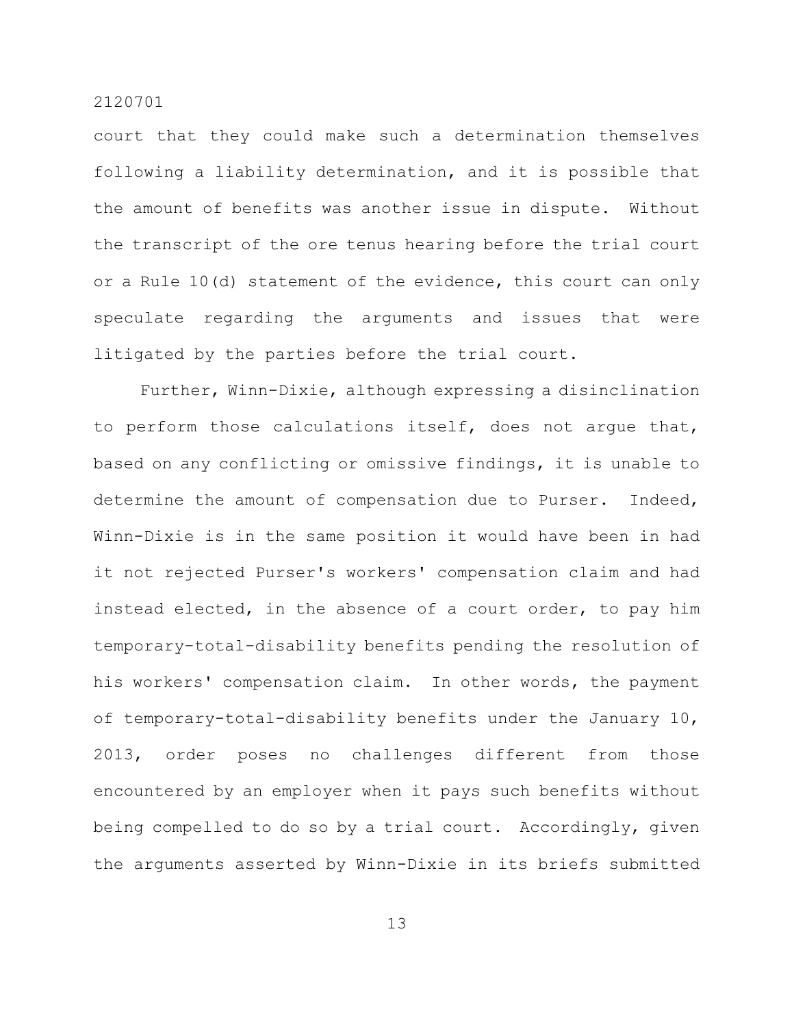court that they could make such a determination themselves following a liability determination, and it is possible that the amount of benefits was another issue in dispute. Without the transcript of the ore tenus hearing before the trial court or a Rule 10(d) statement of the evidence, this court can only speculate regarding the arguments and issues that were litigated by the parties before the trial court.

Further, Winn-Dixie, although expressing a disinclination to perform those calculations itself, does not argue that, based on any conflicting or omissive findings, it is unable to determine the amount of compensation due to Purser. Indeed, Winn-Dixie is in the same position it would have been in had it not rejected Purser's workers' compensation claim and had instead elected, in the absence of a court order, to pay him temporary-total-disability benefits pending the resolution of his workers' compensation claim. In other words, the payment of temporary-total-disability benefits under the January 10, 2013, order poses no challenges different from those encountered by an employer when it pays such benefits without being compelled to do so by a trial court. Accordingly, given the arguments asserted by Winn-Dixie in its briefs submitted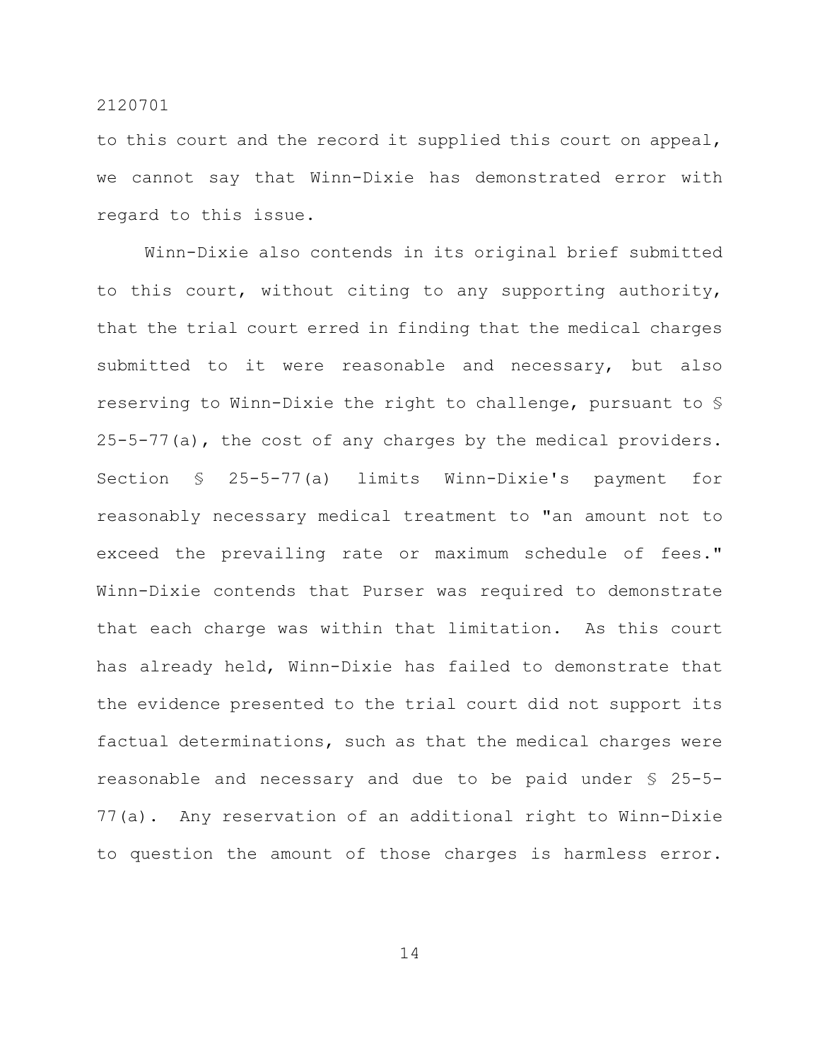to this court and the record it supplied this court on appeal, we cannot say that Winn-Dixie has demonstrated error with regard to this issue.

Winn-Dixie also contends in its original brief submitted to this court, without citing to any supporting authority, that the trial court erred in finding that the medical charges submitted to it were reasonable and necessary, but also reserving to Winn-Dixie the right to challenge, pursuant to § 25-5-77(a), the cost of any charges by the medical providers. Section § 25-5-77(a) limits Winn-Dixie's payment for reasonably necessary medical treatment to "an amount not to exceed the prevailing rate or maximum schedule of fees." Winn-Dixie contends that Purser was required to demonstrate that each charge was within that limitation. As this court has already held, Winn-Dixie has failed to demonstrate that the evidence presented to the trial court did not support its factual determinations, such as that the medical charges were reasonable and necessary and due to be paid under § 25-5-77(a). Any reservation of an additional right to Winn-Dixie to question the amount of those charges is harmless error.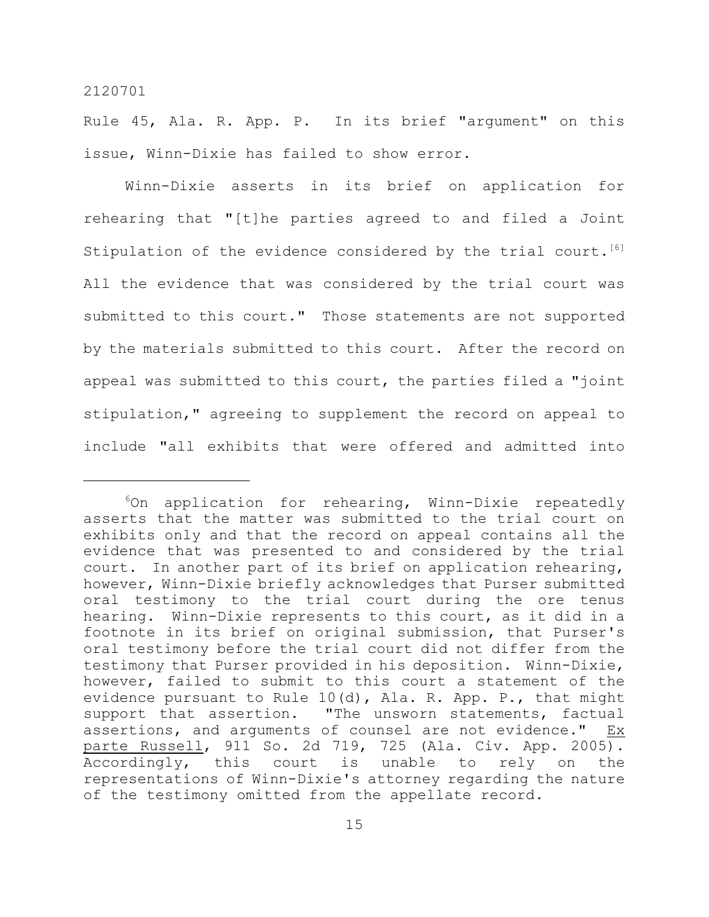Rule 45, Ala. R. App. P. In its brief "argument" on this issue, Winn-Dixie has failed to show error.

Winn-Dixie asserts in its brief on application for rehearing that "[t]he parties agreed to and filed a Joint Stipulation of the evidence considered by the trial court.[6] All the evidence that was considered by the trial court was submitted to this court." Those statements are not supported by the materials submitted to this court. After the record on appeal was submitted to this court, the parties filed a "joint stipulation," agreeing to supplement the record on appeal to include "all exhibits that were offered and admitted into

---

[6]On application for rehearing, Winn-Dixie repeatedly asserts that the matter was submitted to the trial court on exhibits only and that the record on appeal contains all the evidence that was presented to and considered by the trial court. In another part of its brief on application rehearing, however, Winn-Dixie briefly acknowledges that Purser submitted oral testimony to the trial court during the ore tenus hearing. Winn-Dixie represents to this court, as it did in a footnote in its brief on original submission, that Purser's oral testimony before the trial court did not differ from the testimony that Purser provided in his deposition. Winn-Dixie, however, failed to submit to this court a statement of the evidence pursuant to Rule 10(d), Ala. R. App. P., that might support that assertion. "The unsworn statements, factual assertions, and arguments of counsel are not evidence." Ex parte Russell, 911 So. 2d 719, 725 (Ala. Civ. App. 2005). Accordingly, this court is unable to rely on the representations of Winn-Dixie's attorney regarding the nature of the testimony omitted from the appellate record.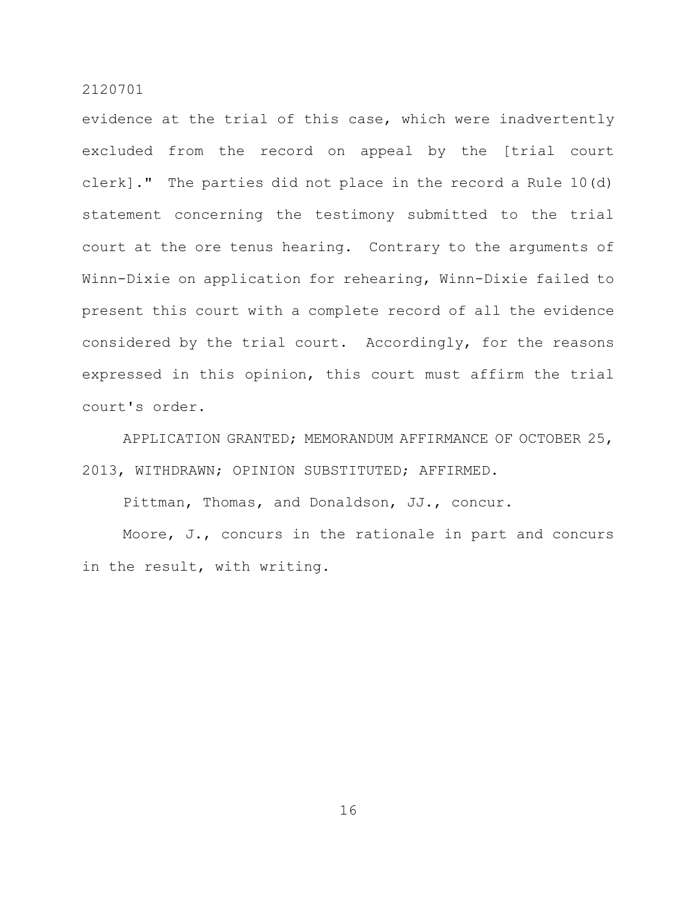evidence at the trial of this case, which were inadvertently excluded from the record on appeal by the [trial court clerk]." The parties did not place in the record a Rule 10(d) statement concerning the testimony submitted to the trial court at the ore tenus hearing. Contrary to the arguments of Winn-Dixie on application for rehearing, Winn-Dixie failed to present this court with a complete record of all the evidence considered by the trial court. Accordingly, for the reasons expressed in this opinion, this court must affirm the trial court's order.

APPLICATION GRANTED; MEMORANDUM AFFIRMANCE OF OCTOBER 25, 2013, WITHDRAWN; OPINION SUBSTITUTED; AFFIRMED.

Pittman, Thomas, and Donaldson, JJ., concur.

Moore, J., concurs in the rationale in part and concurs in the result, with writing.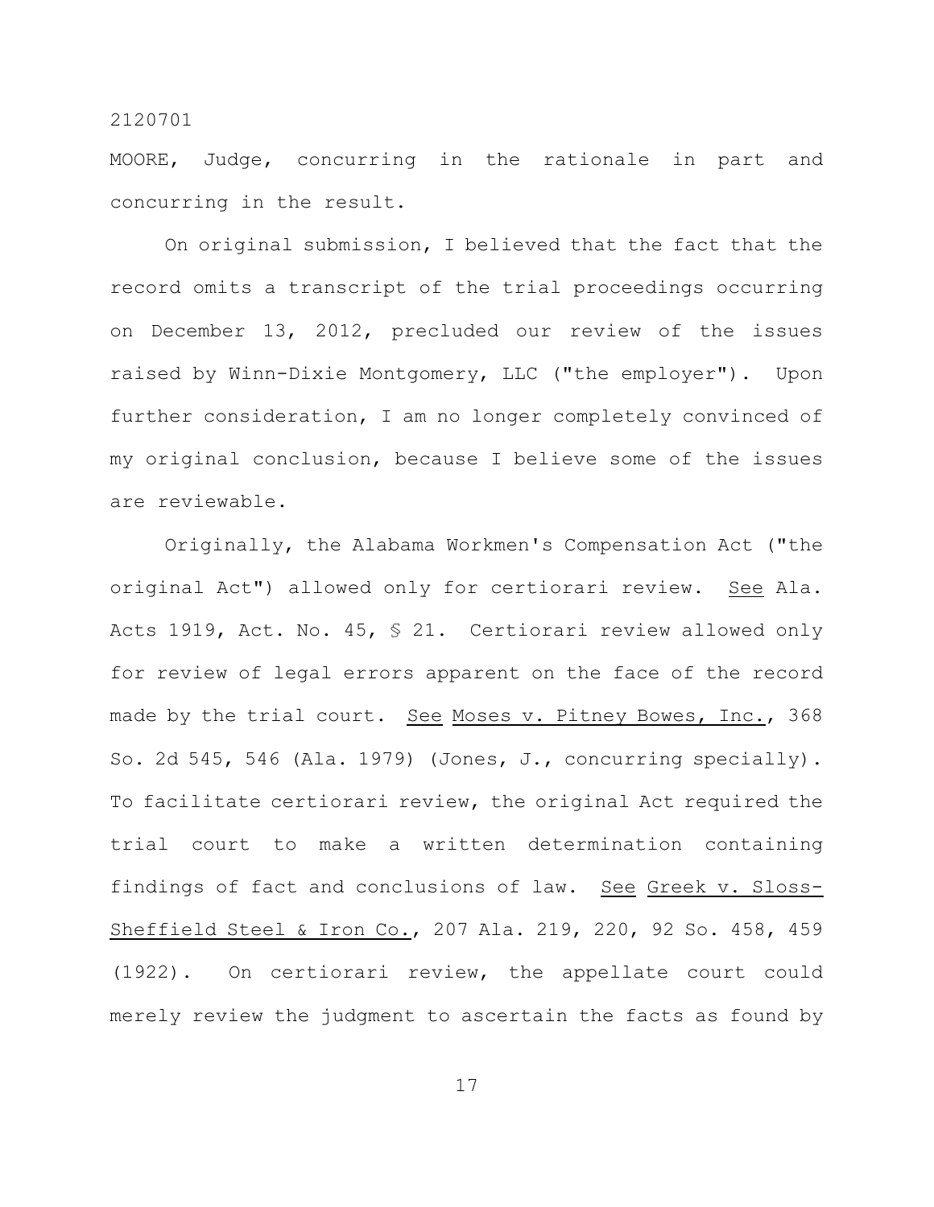MOORE, Judge, concurring in the rationale in part and concurring in the result.

On original submission, I believed that the fact that the record omits a transcript of the trial proceedings occurring on December 13, 2012, precluded our review of the issues raised by Winn-Dixie Montgomery, LLC ("the employer"). Upon further consideration, I am no longer completely convinced of my original conclusion, because I believe some of the issues are reviewable.

Originally, the Alabama Workmen's Compensation Act ("the original Act") allowed only for certiorari review. See Ala. Acts 1919, Act. No. 45, § 21. Certiorari review allowed only for review of legal errors apparent on the face of the record made by the trial court. See Moses v. Pitney Bowes, Inc., 368 So. 2d 545, 546 (Ala. 1979) (Jones, J., concurring specially). To facilitate certiorari review, the original Act required the trial court to make a written determination containing findings of fact and conclusions of law. See Greek v. Sloss-Sheffield Steel & Iron Co., 207 Ala. 219, 220, 92 So. 458, 459 (1922). On certiorari review, the appellate court could merely review the judgment to ascertain the facts as found by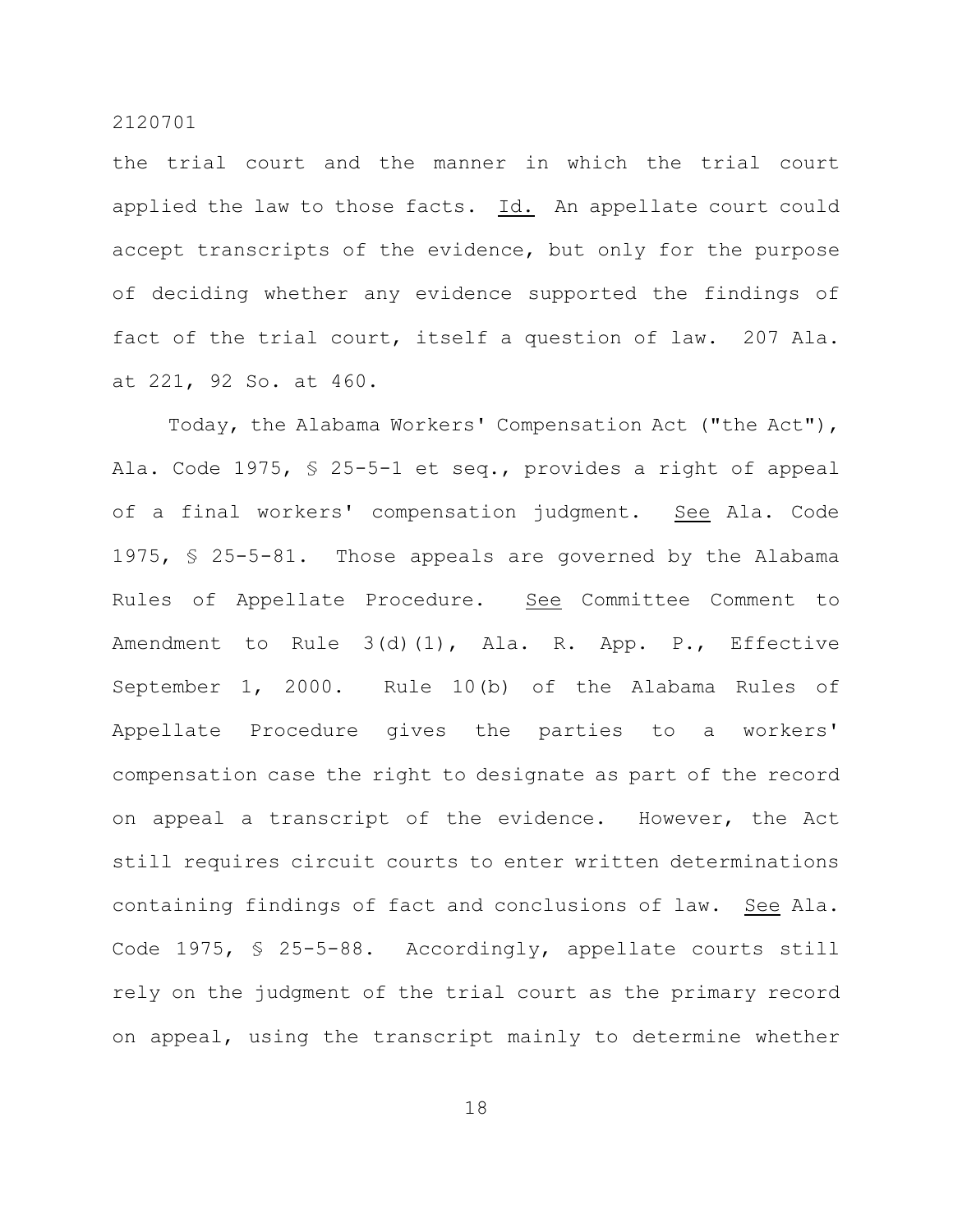the trial court and the manner in which the trial court applied the law to those facts. Id. An appellate court could accept transcripts of the evidence, but only for the purpose of deciding whether any evidence supported the findings of fact of the trial court, itself a question of law. 207 Ala. at 221, 92 So. at 460.

Today, the Alabama Workers' Compensation Act ("the Act"), Ala. Code 1975, § 25-5-1 et seq., provides a right of appeal of a final workers' compensation judgment. See Ala. Code 1975, § 25-5-81. Those appeals are governed by the Alabama Rules of Appellate Procedure. See Committee Comment to Amendment to Rule 3(d)(1), Ala. R. App. P., Effective September 1, 2000. Rule 10(b) of the Alabama Rules of Appellate Procedure gives the parties to a workers' compensation case the right to designate as part of the record on appeal a transcript of the evidence. However, the Act still requires circuit courts to enter written determinations containing findings of fact and conclusions of law. See Ala. Code 1975, § 25-5-88. Accordingly, appellate courts still rely on the judgment of the trial court as the primary record on appeal, using the transcript mainly to determine whether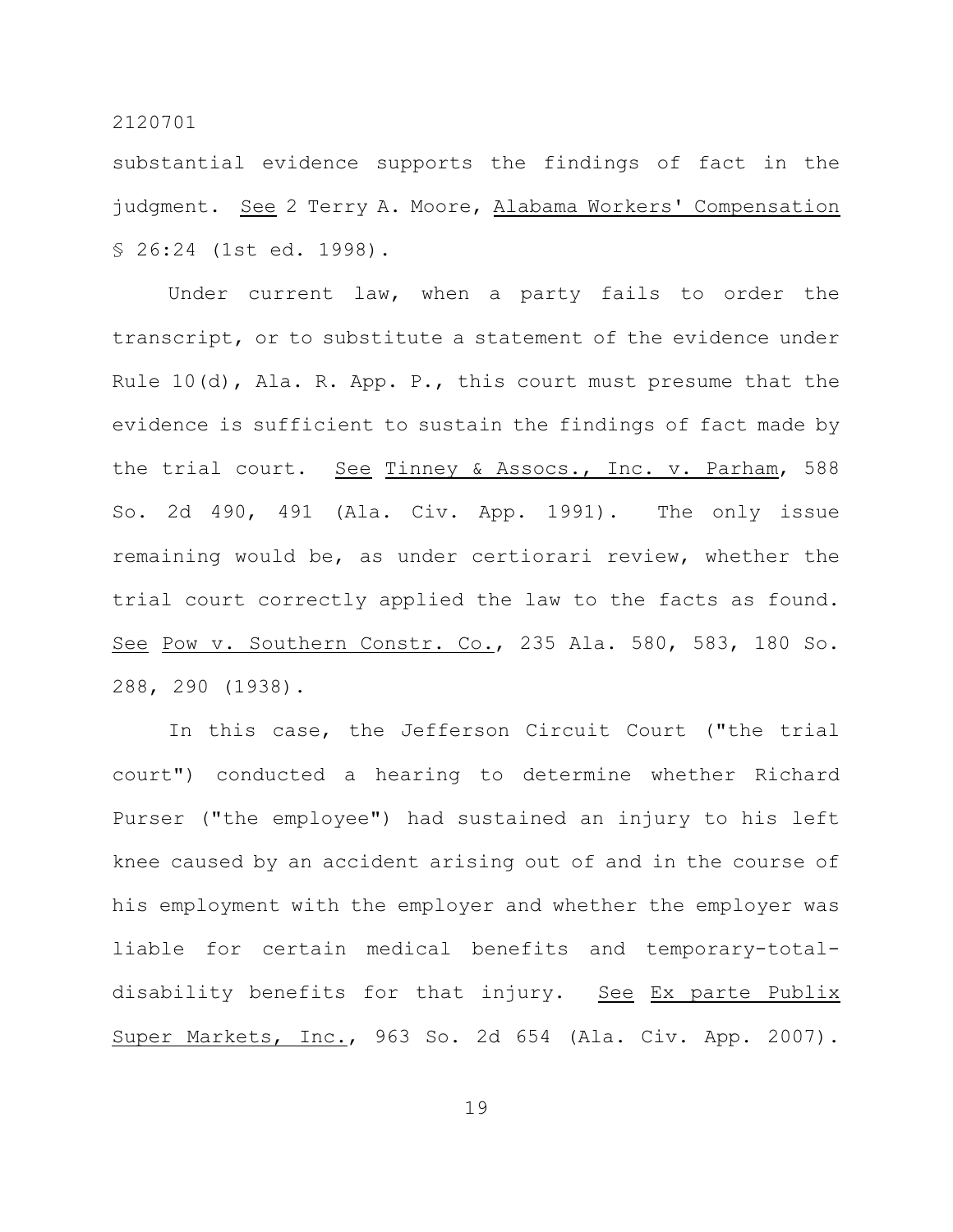substantial evidence supports the findings of fact in the judgment. _See_ 2 Terry A. Moore, _Alabama Workers' Compensation_ § 26:24 (1st ed. 1998).

Under current law, when a party fails to order the transcript, or to substitute a statement of the evidence under Rule 10(d), Ala. R. App. P., this court must presume that the evidence is sufficient to sustain the findings of fact made by the trial court. _See_ _Tinney & Assocs., Inc. v. Parham_, 588 So. 2d 490, 491 (Ala. Civ. App. 1991). The only issue remaining would be, as under certiorari review, whether the trial court correctly applied the law to the facts as found. _See_ _Pow v. Southern Constr. Co._, 235 Ala. 580, 583, 180 So. 288, 290 (1938).

In this case, the Jefferson Circuit Court ("the trial court") conducted a hearing to determine whether Richard Purser ("the employee") had sustained an injury to his left knee caused by an accident arising out of and in the course of his employment with the employer and whether the employer was liable for certain medical benefits and temporary-total-disability benefits for that injury. _See_ _Ex parte Publix Super Markets, Inc._, 963 So. 2d 654 (Ala. Civ. App. 2007).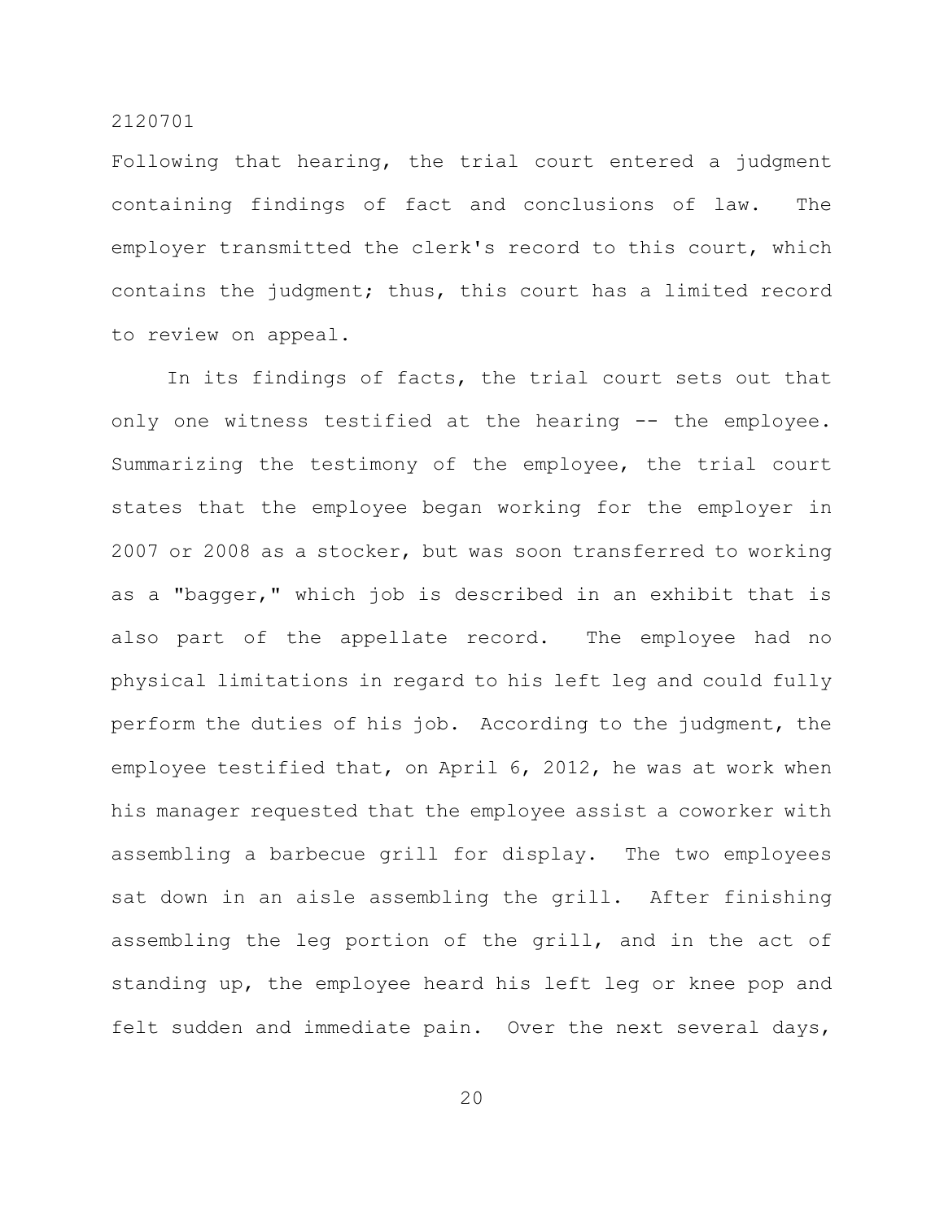Following that hearing, the trial court entered a judgment containing findings of fact and conclusions of law. The employer transmitted the clerk's record to this court, which contains the judgment; thus, this court has a limited record to review on appeal.

In its findings of facts, the trial court sets out that only one witness testified at the hearing -- the employee. Summarizing the testimony of the employee, the trial court states that the employee began working for the employer in 2007 or 2008 as a stocker, but was soon transferred to working as a "bagger," which job is described in an exhibit that is also part of the appellate record. The employee had no physical limitations in regard to his left leg and could fully perform the duties of his job. According to the judgment, the employee testified that, on April 6, 2012, he was at work when his manager requested that the employee assist a coworker with assembling a barbecue grill for display. The two employees sat down in an aisle assembling the grill. After finishing assembling the leg portion of the grill, and in the act of standing up, the employee heard his left leg or knee pop and felt sudden and immediate pain. Over the next several days,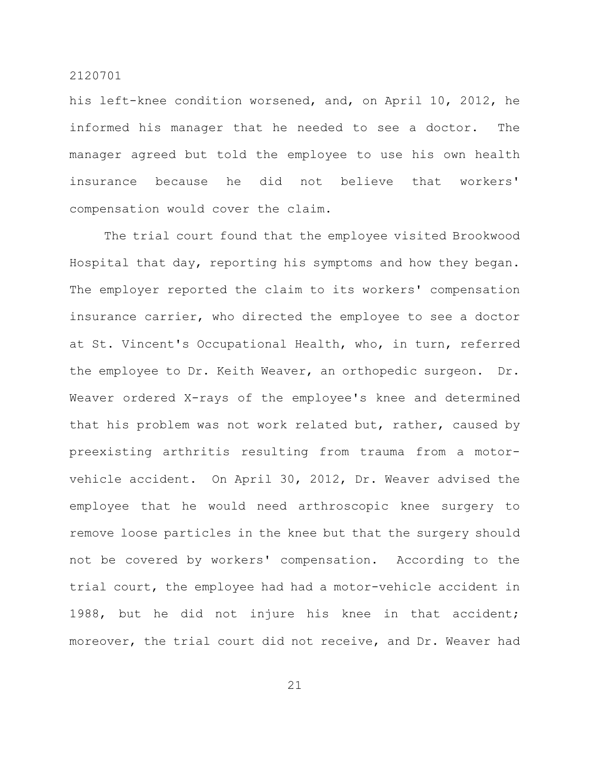his left-knee condition worsened, and, on April 10, 2012, he informed his manager that he needed to see a doctor. The manager agreed but told the employee to use his own health insurance because he did not believe that workers' compensation would cover the claim.

The trial court found that the employee visited Brookwood Hospital that day, reporting his symptoms and how they began. The employer reported the claim to its workers' compensation insurance carrier, who directed the employee to see a doctor at St. Vincent's Occupational Health, who, in turn, referred the employee to Dr. Keith Weaver, an orthopedic surgeon. Dr. Weaver ordered X-rays of the employee's knee and determined that his problem was not work related but, rather, caused by preexisting arthritis resulting from trauma from a motor-vehicle accident. On April 30, 2012, Dr. Weaver advised the employee that he would need arthroscopic knee surgery to remove loose particles in the knee but that the surgery should not be covered by workers' compensation. According to the trial court, the employee had had a motor-vehicle accident in 1988, but he did not injure his knee in that accident; moreover, the trial court did not receive, and Dr. Weaver had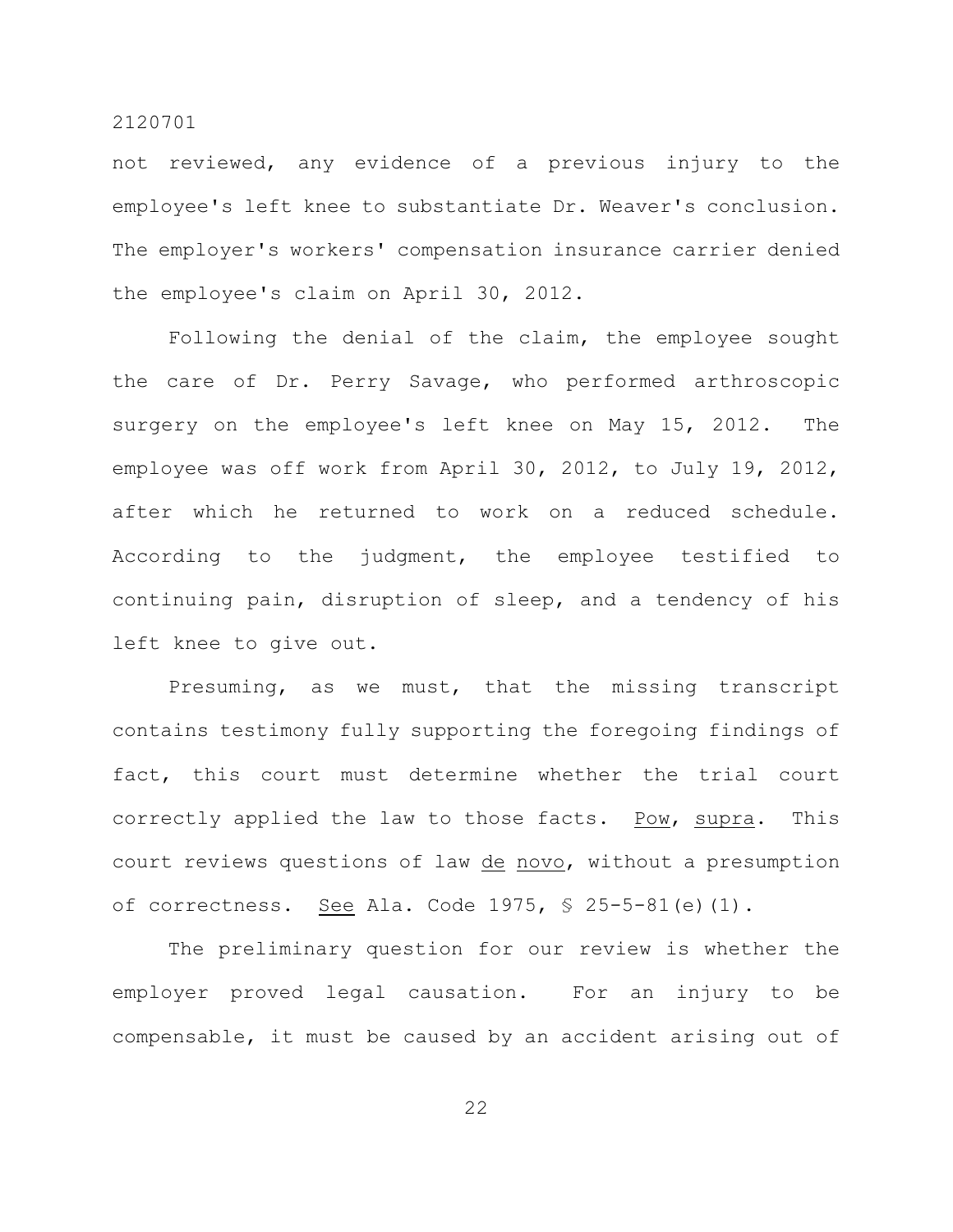not reviewed, any evidence of a previous injury to the employee's left knee to substantiate Dr. Weaver's conclusion. The employer's workers' compensation insurance carrier denied the employee's claim on April 30, 2012.

Following the denial of the claim, the employee sought the care of Dr. Perry Savage, who performed arthroscopic surgery on the employee's left knee on May 15, 2012. The employee was off work from April 30, 2012, to July 19, 2012, after which he returned to work on a reduced schedule. According to the judgment, the employee testified to continuing pain, disruption of sleep, and a tendency of his left knee to give out.

Presuming, as we must, that the missing transcript contains testimony fully supporting the foregoing findings of fact, this court must determine whether the trial court correctly applied the law to those facts. Pow, supra. This court reviews questions of law de novo, without a presumption of correctness. See Ala. Code 1975, § 25-5-81(e)(1).

The preliminary question for our review is whether the employer proved legal causation. For an injury to be compensable, it must be caused by an accident arising out of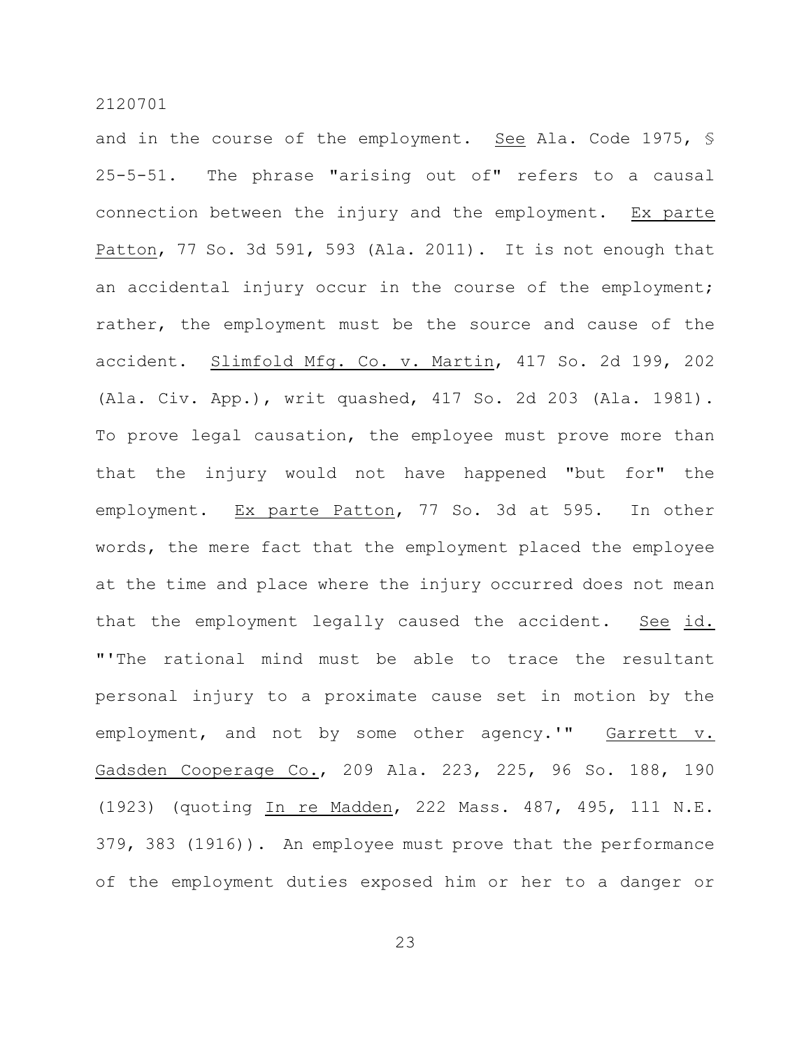and in the course of the employment. _See_ Ala. Code 1975, § 25-5-51. The phrase "arising out of" refers to a causal connection between the injury and the employment. _Ex parte Patton_, 77 So. 3d 591, 593 (Ala. 2011). It is not enough that an accidental injury occur in the course of the employment; rather, the employment must be the source and cause of the accident. _Slimfold Mfg. Co. v. Martin_, 417 So. 2d 199, 202 (Ala. Civ. App.), writ quashed, 417 So. 2d 203 (Ala. 1981). To prove legal causation, the employee must prove more than that the injury would not have happened "but for" the employment. _Ex parte Patton_, 77 So. 3d at 595. In other words, the mere fact that the employment placed the employee at the time and place where the injury occurred does not mean that the employment legally caused the accident. _See id._ "'The rational mind must be able to trace the resultant personal injury to a proximate cause set in motion by the employment, and not by some other agency.'" _Garrett v. Gadsden Cooperage Co._, 209 Ala. 223, 225, 96 So. 188, 190 (1923) (quoting _In re Madden_, 222 Mass. 487, 495, 111 N.E. 379, 383 (1916)). An employee must prove that the performance of the employment duties exposed him or her to a danger or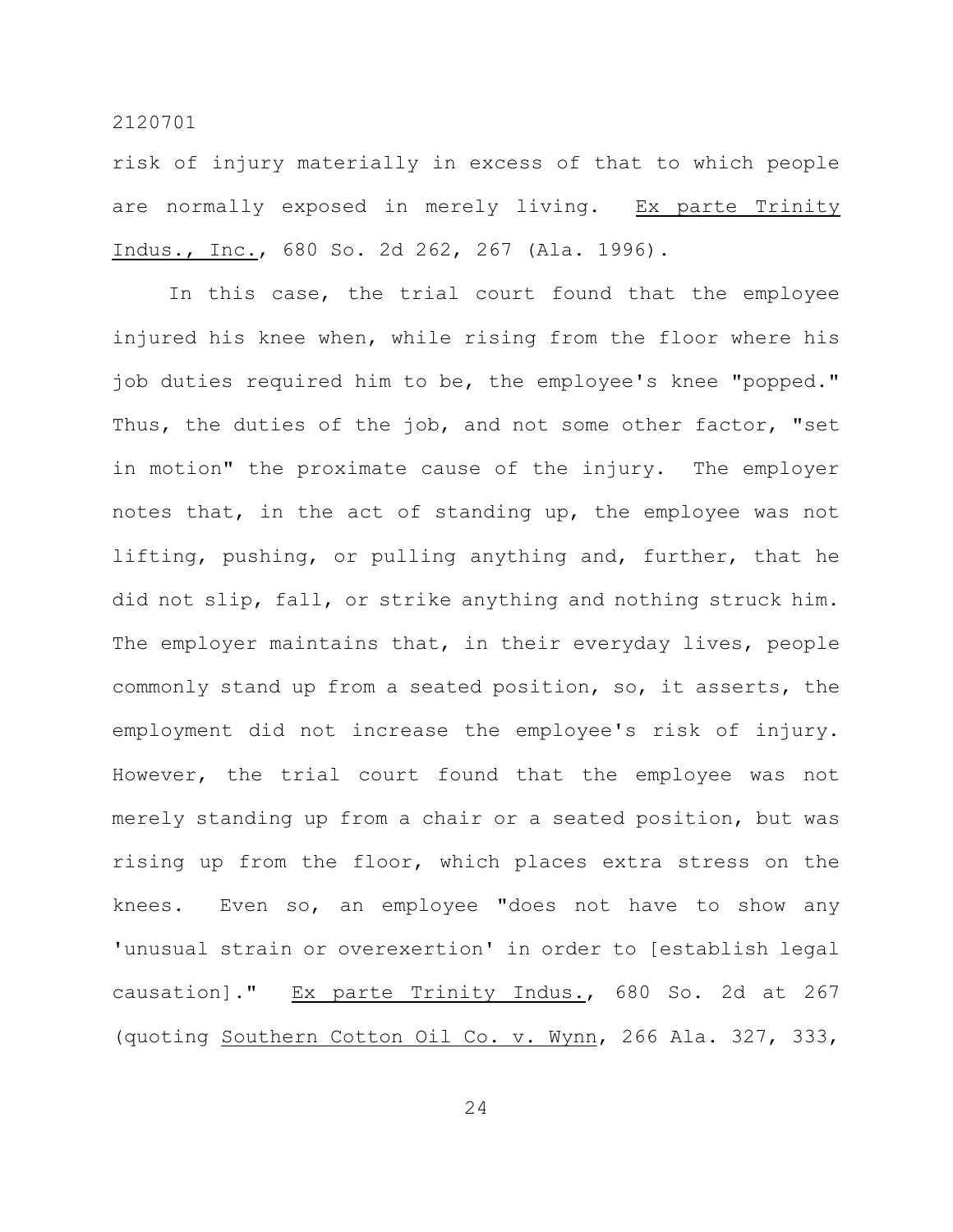risk of injury materially in excess of that to which people are normally exposed in merely living. Ex parte Trinity Indus., Inc., 680 So. 2d 262, 267 (Ala. 1996).

In this case, the trial court found that the employee injured his knee when, while rising from the floor where his job duties required him to be, the employee's knee "popped." Thus, the duties of the job, and not some other factor, "set in motion" the proximate cause of the injury. The employer notes that, in the act of standing up, the employee was not lifting, pushing, or pulling anything and, further, that he did not slip, fall, or strike anything and nothing struck him. The employer maintains that, in their everyday lives, people commonly stand up from a seated position, so, it asserts, the employment did not increase the employee's risk of injury. However, the trial court found that the employee was not merely standing up from a chair or a seated position, but was rising up from the floor, which places extra stress on the knees. Even so, an employee "does not have to show any 'unusual strain or overexertion' in order to [establish legal causation]." Ex parte Trinity Indus., 680 So. 2d at 267 (quoting Southern Cotton Oil Co. v. Wynn, 266 Ala. 327, 333,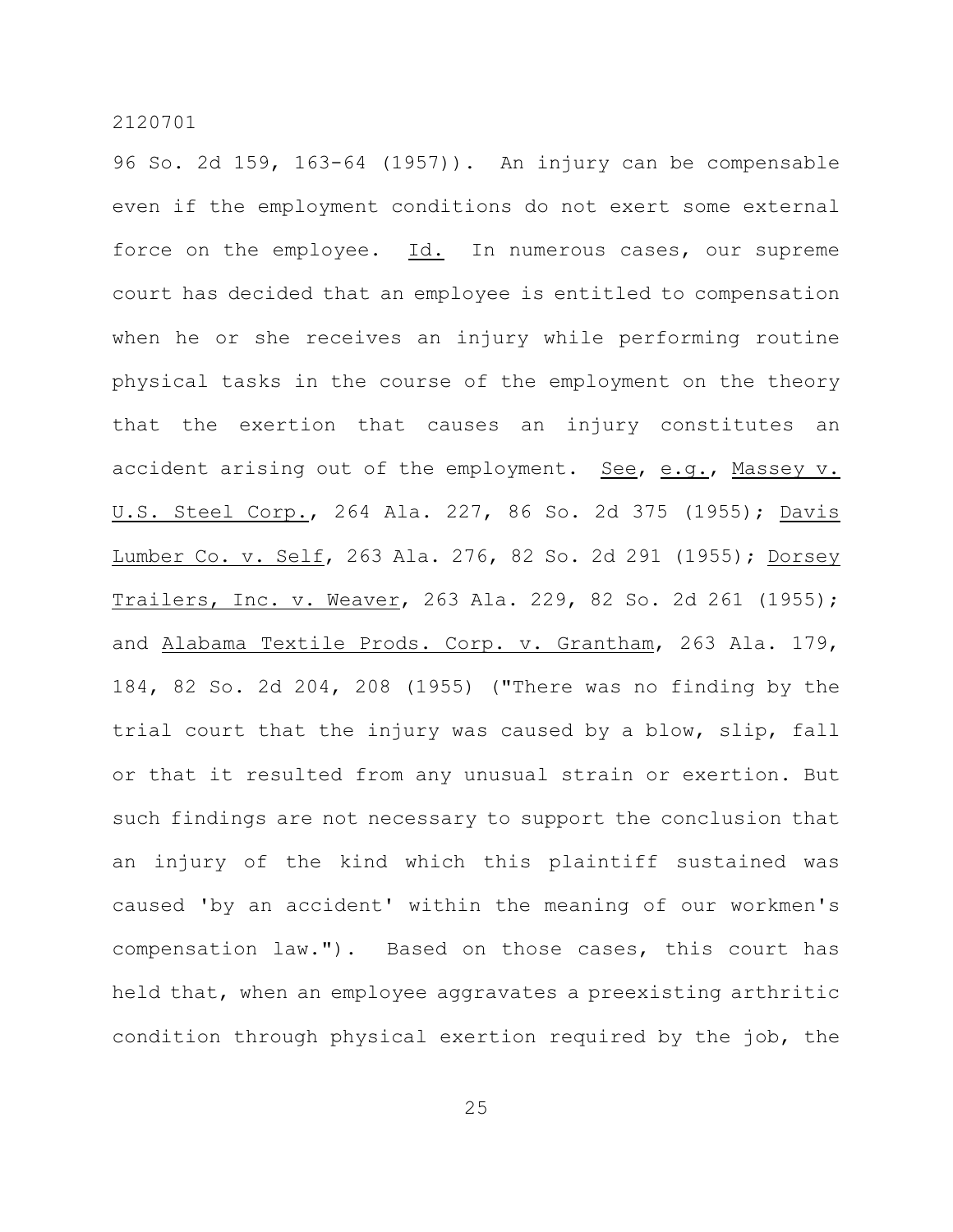96 So. 2d 159, 163-64 (1957)). An injury can be compensable even if the employment conditions do not exert some external force on the employee. Id. In numerous cases, our supreme court has decided that an employee is entitled to compensation when he or she receives an injury while performing routine physical tasks in the course of the employment on the theory that the exertion that causes an injury constitutes an accident arising out of the employment. See, e.g., Massey v. U.S. Steel Corp., 264 Ala. 227, 86 So. 2d 375 (1955); Davis Lumber Co. v. Self, 263 Ala. 276, 82 So. 2d 291 (1955); Dorsey Trailers, Inc. v. Weaver, 263 Ala. 229, 82 So. 2d 261 (1955); and Alabama Textile Prods. Corp. v. Grantham, 263 Ala. 179, 184, 82 So. 2d 204, 208 (1955) ("There was no finding by the trial court that the injury was caused by a blow, slip, fall or that it resulted from any unusual strain or exertion. But such findings are not necessary to support the conclusion that an injury of the kind which this plaintiff sustained was caused 'by an accident' within the meaning of our workmen's compensation law."). Based on those cases, this court has held that, when an employee aggravates a preexisting arthritic condition through physical exertion required by the job, the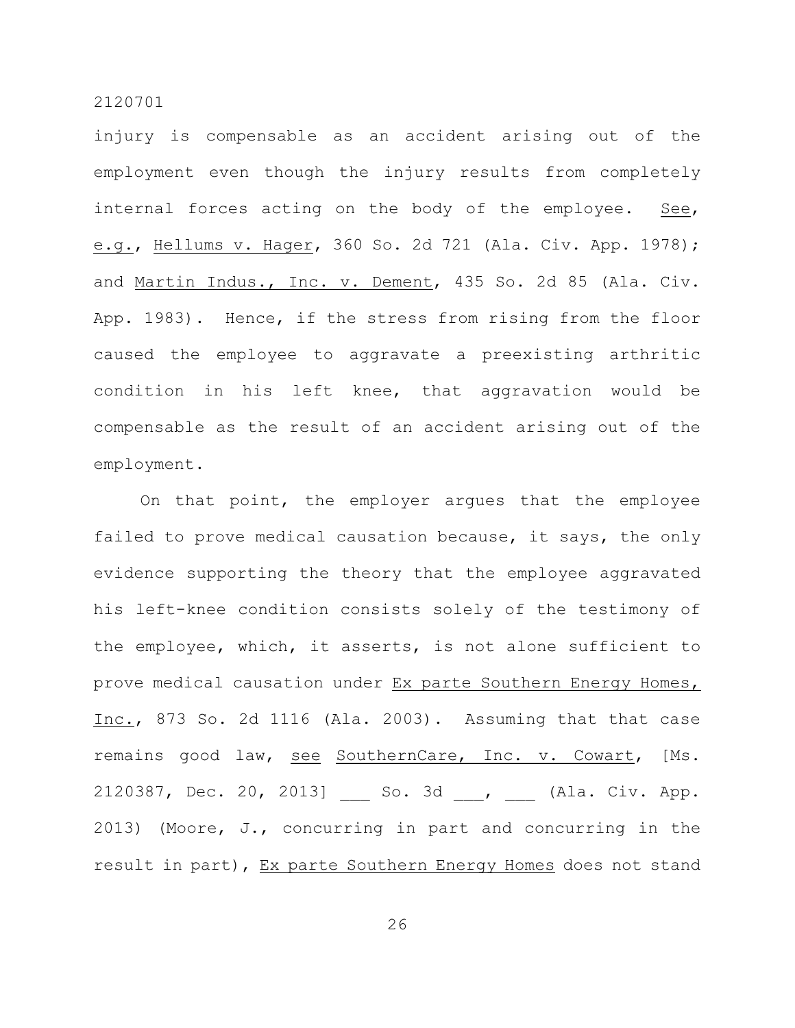injury is compensable as an accident arising out of the employment even though the injury results from completely internal forces acting on the body of the employee. See, e.g., Hellums v. Hager, 360 So. 2d 721 (Ala. Civ. App. 1978); and Martin Indus., Inc. v. Dement, 435 So. 2d 85 (Ala. Civ. App. 1983). Hence, if the stress from rising from the floor caused the employee to aggravate a preexisting arthritic condition in his left knee, that aggravation would be compensable as the result of an accident arising out of the employment.

On that point, the employer argues that the employee failed to prove medical causation because, it says, the only evidence supporting the theory that the employee aggravated his left-knee condition consists solely of the testimony of the employee, which, it asserts, is not alone sufficient to prove medical causation under Ex parte Southern Energy Homes, Inc., 873 So. 2d 1116 (Ala. 2003). Assuming that that case remains good law, see SouthernCare, Inc. v. Cowart, [Ms. 2120387, Dec. 20, 2013] ___ So. 3d ___, ___ (Ala. Civ. App. 2013) (Moore, J., concurring in part and concurring in the result in part), Ex parte Southern Energy Homes does not stand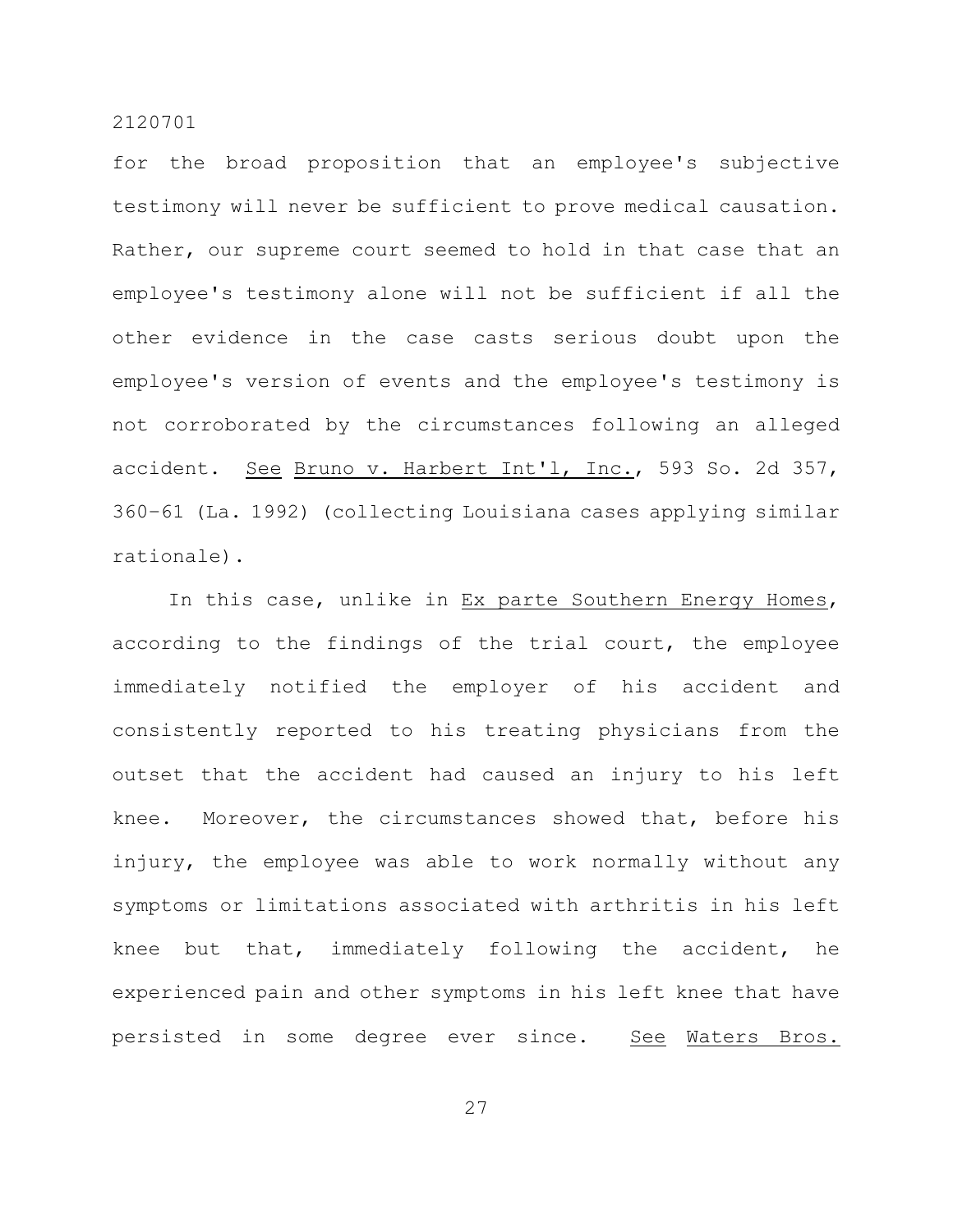for the broad proposition that an employee's subjective testimony will never be sufficient to prove medical causation. Rather, our supreme court seemed to hold in that case that an employee's testimony alone will not be sufficient if all the other evidence in the case casts serious doubt upon the employee's version of events and the employee's testimony is not corroborated by the circumstances following an alleged accident. See Bruno v. Harbert Int'l, Inc., 593 So. 2d 357, 360-61 (La. 1992) (collecting Louisiana cases applying similar rationale).

In this case, unlike in Ex parte Southern Energy Homes, according to the findings of the trial court, the employee immediately notified the employer of his accident and consistently reported to his treating physicians from the outset that the accident had caused an injury to his left knee. Moreover, the circumstances showed that, before his injury, the employee was able to work normally without any symptoms or limitations associated with arthritis in his left knee but that, immediately following the accident, he experienced pain and other symptoms in his left knee that have persisted in some degree ever since. See Waters Bros.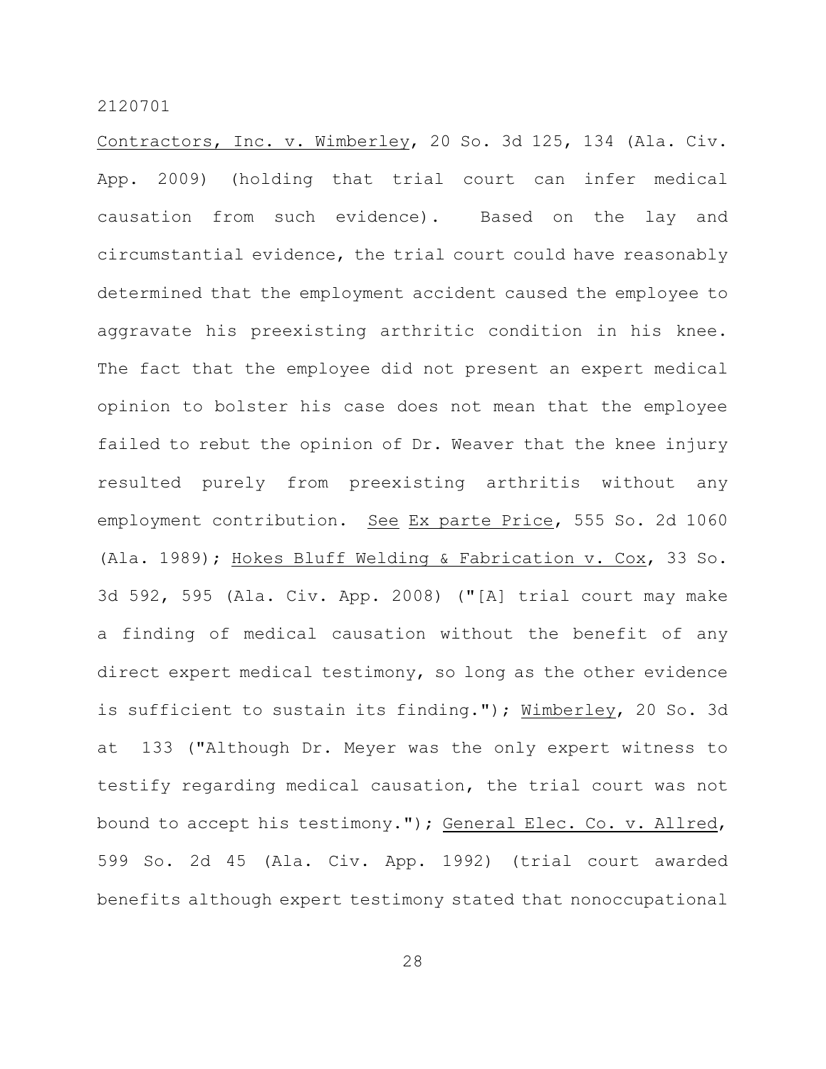Contractors, Inc. v. Wimberley, 20 So. 3d 125, 134 (Ala. Civ. App. 2009) (holding that trial court can infer medical causation from such evidence). Based on the lay and circumstantial evidence, the trial court could have reasonably determined that the employment accident caused the employee to aggravate his preexisting arthritic condition in his knee. The fact that the employee did not present an expert medical opinion to bolster his case does not mean that the employee failed to rebut the opinion of Dr. Weaver that the knee injury resulted purely from preexisting arthritis without any employment contribution. See Ex parte Price, 555 So. 2d 1060 (Ala. 1989); Hokes Bluff Welding & Fabrication v. Cox, 33 So. 3d 592, 595 (Ala. Civ. App. 2008) ("[A] trial court may make a finding of medical causation without the benefit of any direct expert medical testimony, so long as the other evidence is sufficient to sustain its finding."); Wimberley, 20 So. 3d at 133 ("Although Dr. Meyer was the only expert witness to testify regarding medical causation, the trial court was not bound to accept his testimony."); General Elec. Co. v. Allred, 599 So. 2d 45 (Ala. Civ. App. 1992) (trial court awarded benefits although expert testimony stated that nonoccupational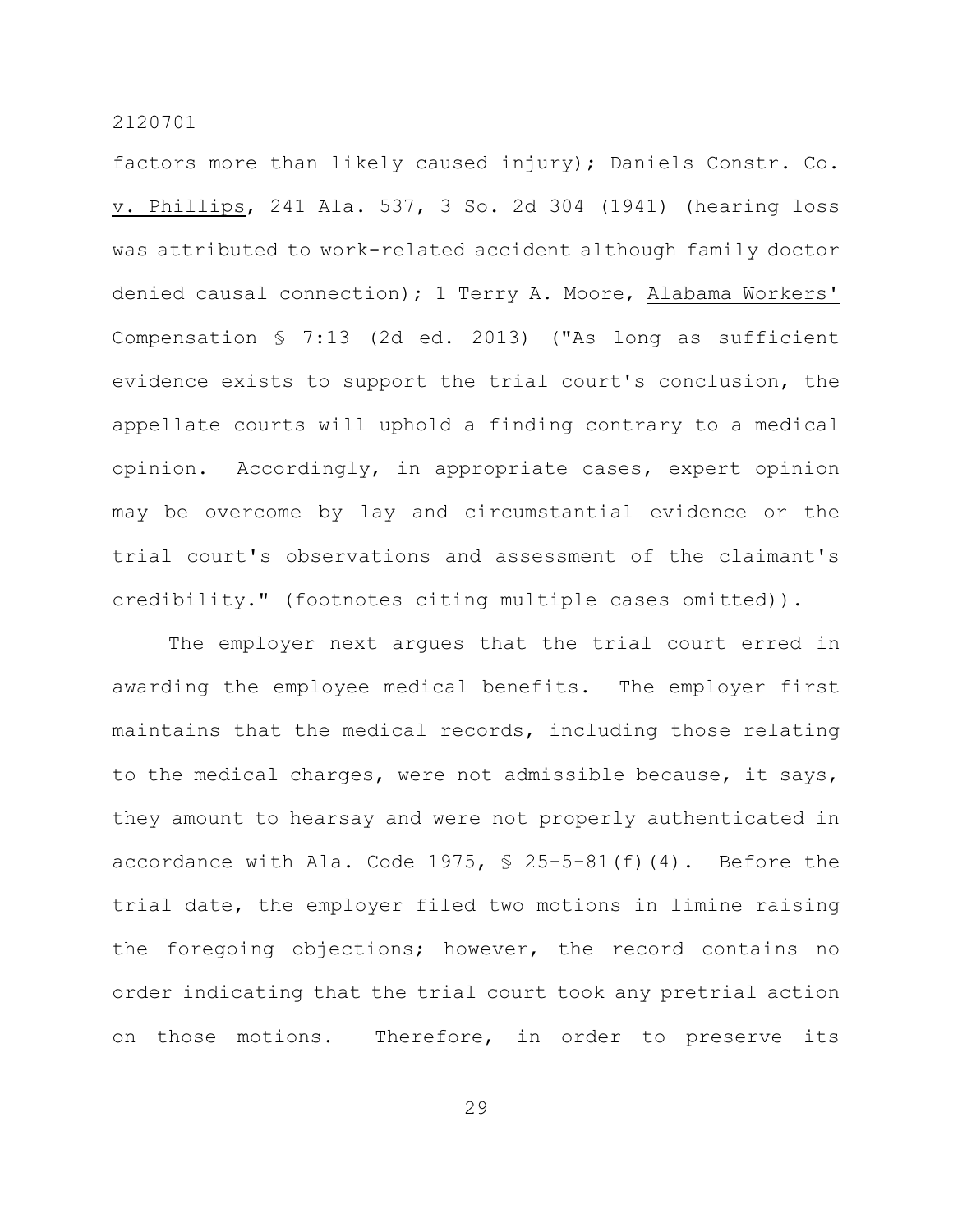factors more than likely caused injury); Daniels Constr. Co. v. Phillips, 241 Ala. 537, 3 So. 2d 304 (1941) (hearing loss was attributed to work-related accident although family doctor denied causal connection); 1 Terry A. Moore, Alabama Workers' Compensation § 7:13 (2d ed. 2013) ("As long as sufficient evidence exists to support the trial court's conclusion, the appellate courts will uphold a finding contrary to a medical opinion. Accordingly, in appropriate cases, expert opinion may be overcome by lay and circumstantial evidence or the trial court's observations and assessment of the claimant's credibility." (footnotes citing multiple cases omitted)).

The employer next argues that the trial court erred in awarding the employee medical benefits. The employer first maintains that the medical records, including those relating to the medical charges, were not admissible because, it says, they amount to hearsay and were not properly authenticated in accordance with Ala. Code 1975, § 25-5-81(f)(4). Before the trial date, the employer filed two motions in limine raising the foregoing objections; however, the record contains no order indicating that the trial court took any pretrial action on those motions. Therefore, in order to preserve its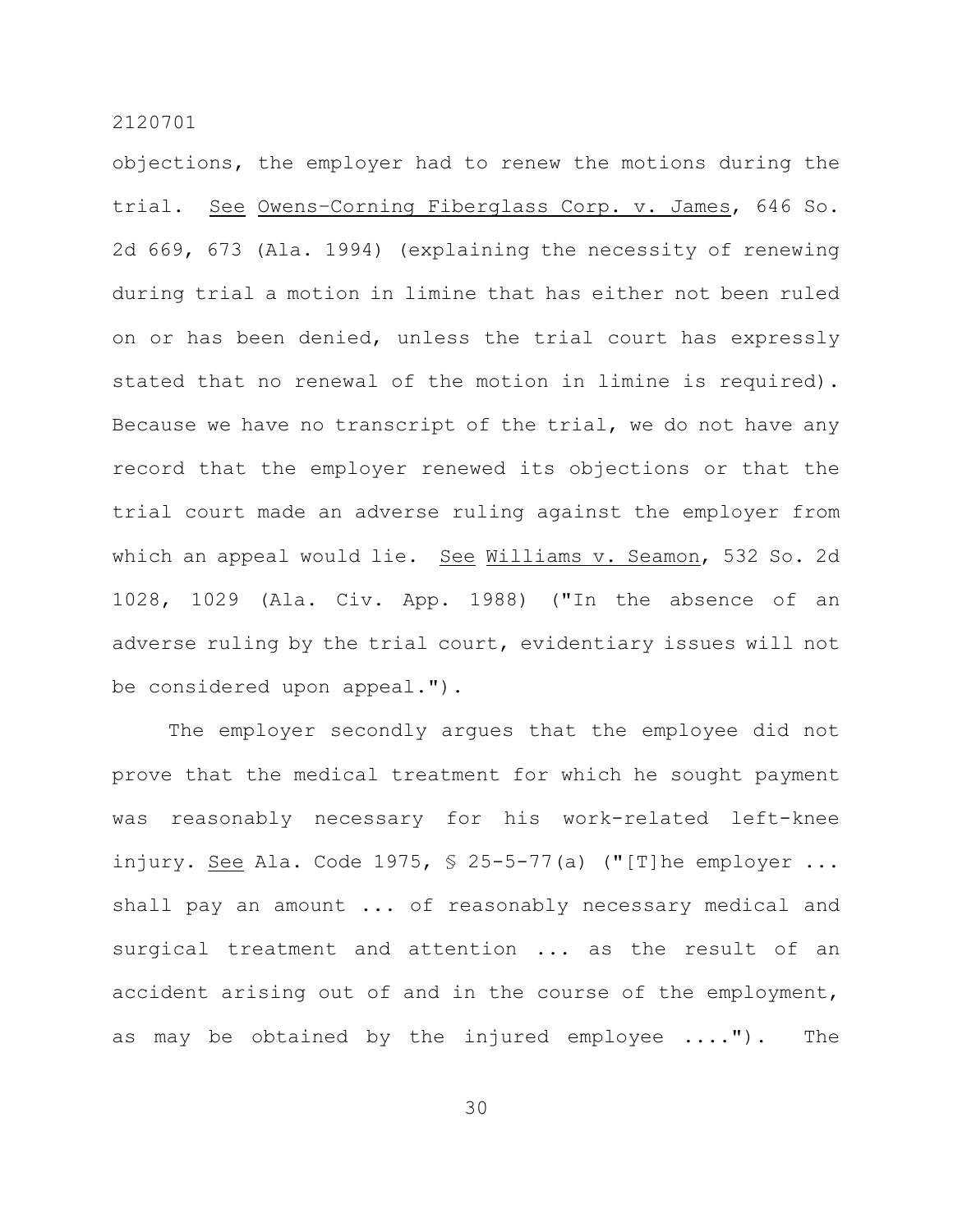objections, the employer had to renew the motions during the trial. See Owens–Corning Fiberglass Corp. v. James, 646 So. 2d 669, 673 (Ala. 1994) (explaining the necessity of renewing during trial a motion in limine that has either not been ruled on or has been denied, unless the trial court has expressly stated that no renewal of the motion in limine is required). Because we have no transcript of the trial, we do not have any record that the employer renewed its objections or that the trial court made an adverse ruling against the employer from which an appeal would lie. See Williams v. Seamon, 532 So. 2d 1028, 1029 (Ala. Civ. App. 1988) ("In the absence of an adverse ruling by the trial court, evidentiary issues will not be considered upon appeal.").

The employer secondly argues that the employee did not prove that the medical treatment for which he sought payment was reasonably necessary for his work-related left-knee injury. See Ala. Code 1975, § 25-5-77(a) ("[T]he employer ... shall pay an amount ... of reasonably necessary medical and surgical treatment and attention ... as the result of an accident arising out of and in the course of the employment, as may be obtained by the injured employee ...."). The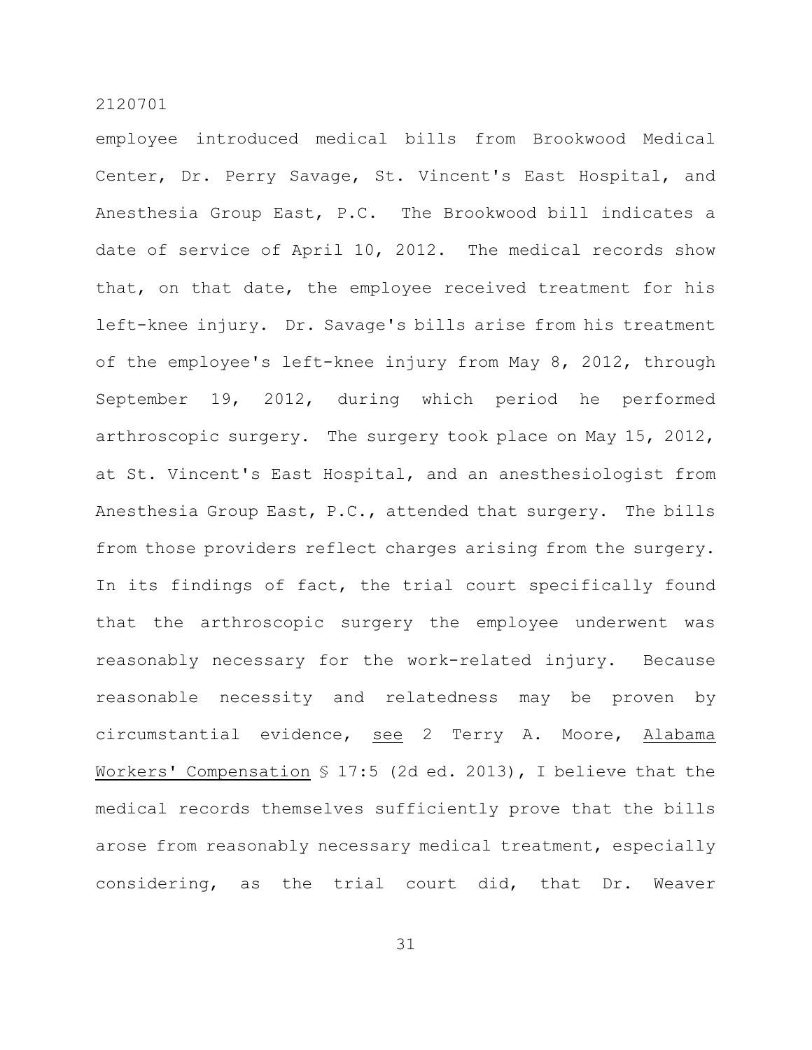employee introduced medical bills from Brookwood Medical Center, Dr. Perry Savage, St. Vincent's East Hospital, and Anesthesia Group East, P.C. The Brookwood bill indicates a date of service of April 10, 2012. The medical records show that, on that date, the employee received treatment for his left-knee injury. Dr. Savage's bills arise from his treatment of the employee's left-knee injury from May 8, 2012, through September 19, 2012, during which period he performed arthroscopic surgery. The surgery took place on May 15, 2012, at St. Vincent's East Hospital, and an anesthesiologist from Anesthesia Group East, P.C., attended that surgery. The bills from those providers reflect charges arising from the surgery. In its findings of fact, the trial court specifically found that the arthroscopic surgery the employee underwent was reasonably necessary for the work-related injury. Because reasonable necessity and relatedness may be proven by circumstantial evidence, see 2 Terry A. Moore, Alabama Workers' Compensation § 17:5 (2d ed. 2013), I believe that the medical records themselves sufficiently prove that the bills arose from reasonably necessary medical treatment, especially considering, as the trial court did, that Dr. Weaver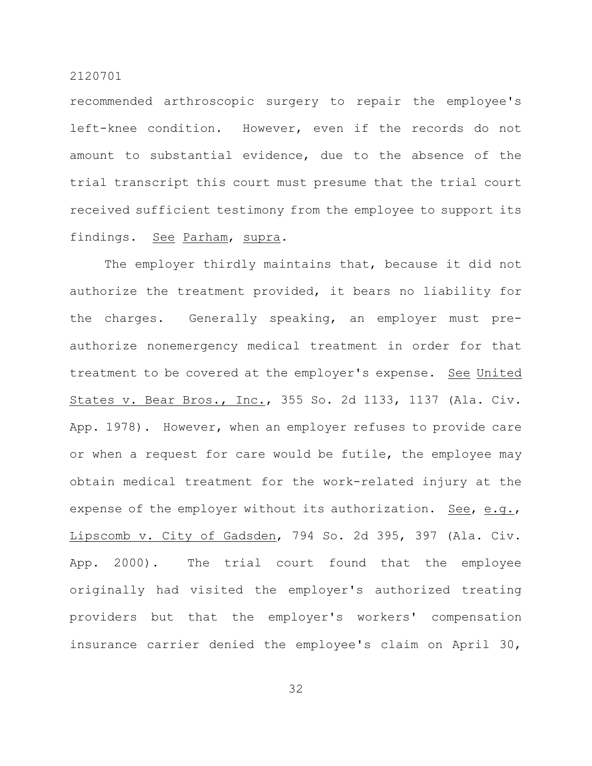recommended arthroscopic surgery to repair the employee's left-knee condition. However, even if the records do not amount to substantial evidence, due to the absence of the trial transcript this court must presume that the trial court received sufficient testimony from the employee to support its findings. See Parham, supra.

The employer thirdly maintains that, because it did not authorize the treatment provided, it bears no liability for the charges. Generally speaking, an employer must pre-authorize nonemergency medical treatment in order for that treatment to be covered at the employer's expense. See United States v. Bear Bros., Inc., 355 So. 2d 1133, 1137 (Ala. Civ. App. 1978). However, when an employer refuses to provide care or when a request for care would be futile, the employee may obtain medical treatment for the work-related injury at the expense of the employer without its authorization. See, e.g., Lipscomb v. City of Gadsden, 794 So. 2d 395, 397 (Ala. Civ. App. 2000). The trial court found that the employee originally had visited the employer's authorized treating providers but that the employer's workers' compensation insurance carrier denied the employee's claim on April 30,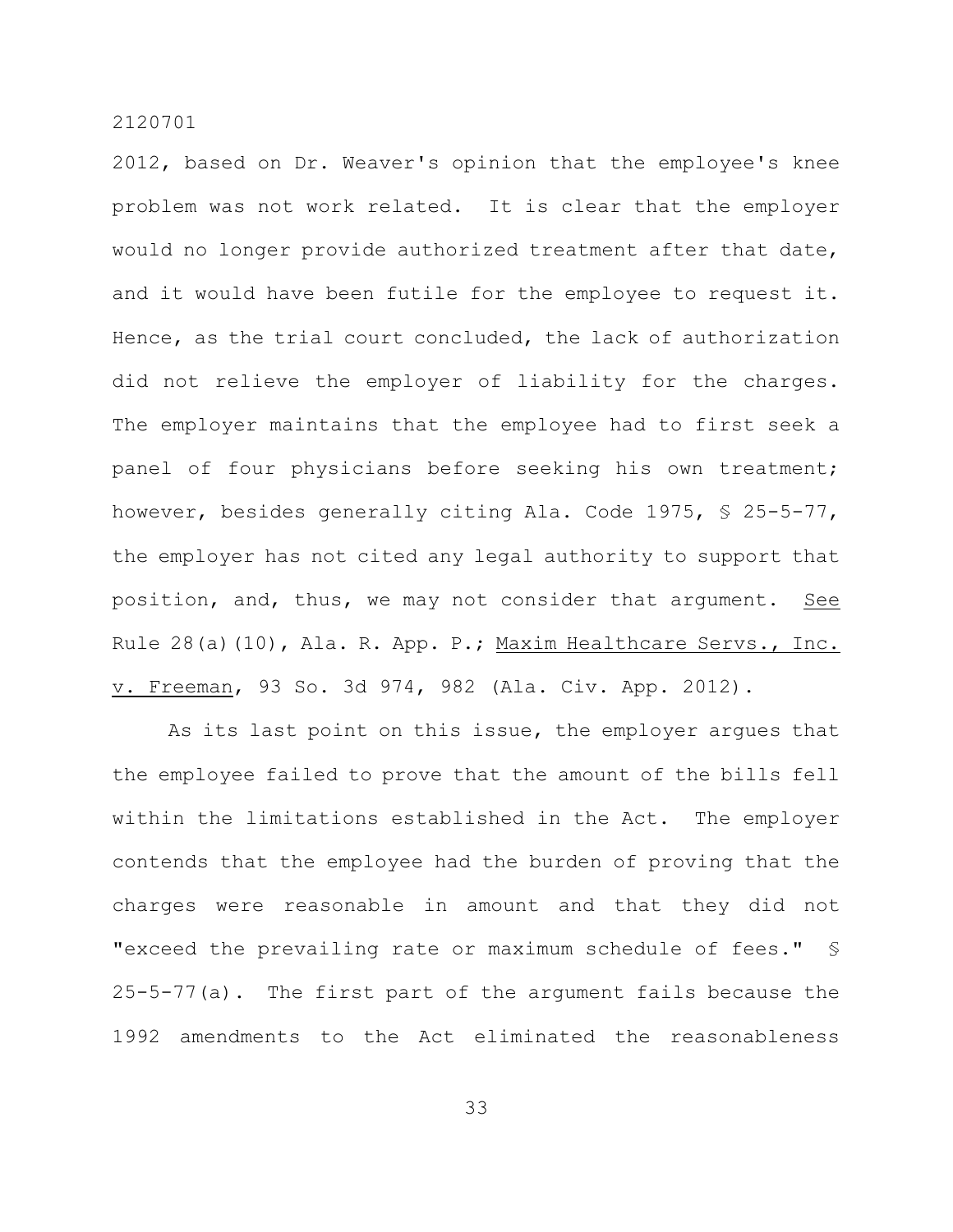2012, based on Dr. Weaver's opinion that the employee's knee problem was not work related. It is clear that the employer would no longer provide authorized treatment after that date, and it would have been futile for the employee to request it. Hence, as the trial court concluded, the lack of authorization did not relieve the employer of liability for the charges. The employer maintains that the employee had to first seek a panel of four physicians before seeking his own treatment; however, besides generally citing Ala. Code 1975, § 25-5-77, the employer has not cited any legal authority to support that position, and, thus, we may not consider that argument. See Rule 28(a)(10), Ala. R. App. P.; Maxim Healthcare Servs., Inc. v. Freeman, 93 So. 3d 974, 982 (Ala. Civ. App. 2012).

As its last point on this issue, the employer argues that the employee failed to prove that the amount of the bills fell within the limitations established in the Act. The employer contends that the employee had the burden of proving that the charges were reasonable in amount and that they did not "exceed the prevailing rate or maximum schedule of fees." § 25-5-77(a). The first part of the argument fails because the 1992 amendments to the Act eliminated the reasonableness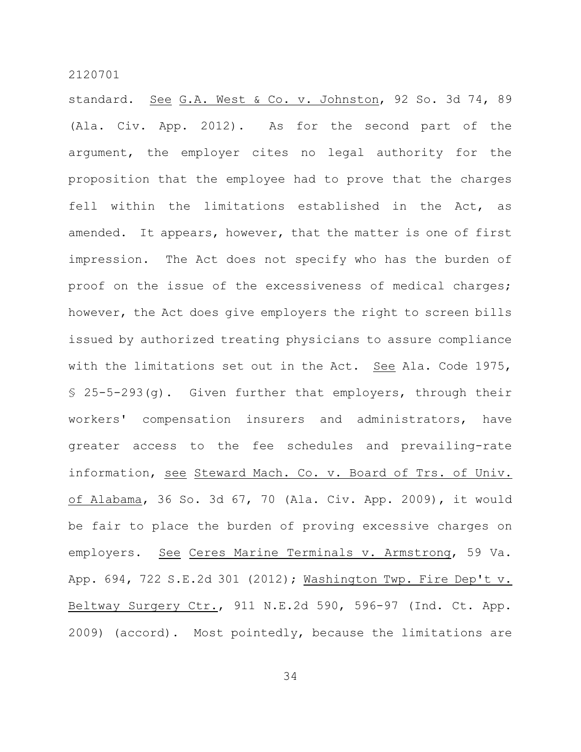standard. See G.A. West & Co. v. Johnston, 92 So. 3d 74, 89 (Ala. Civ. App. 2012). As for the second part of the argument, the employer cites no legal authority for the proposition that the employee had to prove that the charges fell within the limitations established in the Act, as amended. It appears, however, that the matter is one of first impression. The Act does not specify who has the burden of proof on the issue of the excessiveness of medical charges; however, the Act does give employers the right to screen bills issued by authorized treating physicians to assure compliance with the limitations set out in the Act. See Ala. Code 1975, § 25-5-293(g). Given further that employers, through their workers' compensation insurers and administrators, have greater access to the fee schedules and prevailing-rate information, see Steward Mach. Co. v. Board of Trs. of Univ. of Alabama, 36 So. 3d 67, 70 (Ala. Civ. App. 2009), it would be fair to place the burden of proving excessive charges on employers. See Ceres Marine Terminals v. Armstrong, 59 Va. App. 694, 722 S.E.2d 301 (2012); Washington Twp. Fire Dep't v. Beltway Surgery Ctr., 911 N.E.2d 590, 596-97 (Ind. Ct. App. 2009) (accord). Most pointedly, because the limitations are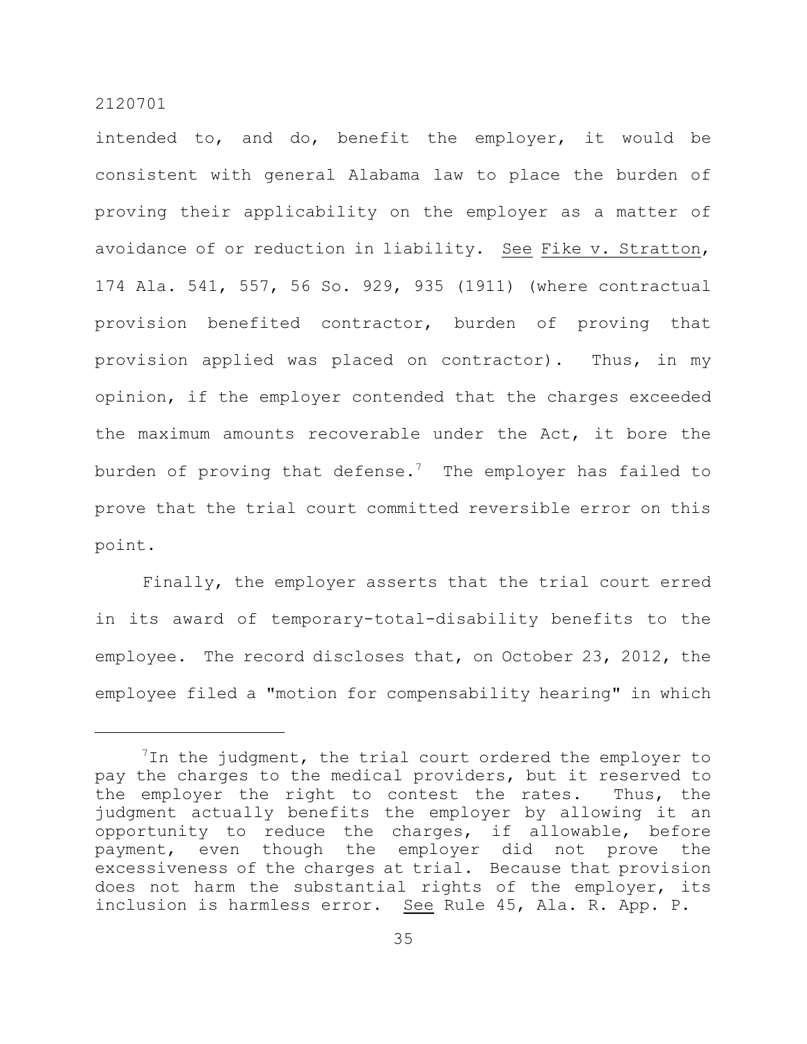intended to, and do, benefit the employer, it would be consistent with general Alabama law to place the burden of proving their applicability on the employer as a matter of avoidance of or reduction in liability. See Fike v. Stratton, 174 Ala. 541, 557, 56 So. 929, 935 (1911) (where contractual provision benefited contractor, burden of proving that provision applied was placed on contractor). Thus, in my opinion, if the employer contended that the charges exceeded the maximum amounts recoverable under the Act, it bore the burden of proving that defense.[7] The employer has failed to prove that the trial court committed reversible error on this point.

Finally, the employer asserts that the trial court erred in its award of temporary-total-disability benefits to the employee. The record discloses that, on October 23, 2012, the employee filed a "motion for compensability hearing" in which

---

[7]In the judgment, the trial court ordered the employer to pay the charges to the medical providers, but it reserved to the employer the right to contest the rates. Thus, the judgment actually benefits the employer by allowing it an opportunity to reduce the charges, if allowable, before payment, even though the employer did not prove the excessiveness of the charges at trial. Because that provision does not harm the substantial rights of the employer, its inclusion is harmless error. See Rule 45, Ala. R. App. P.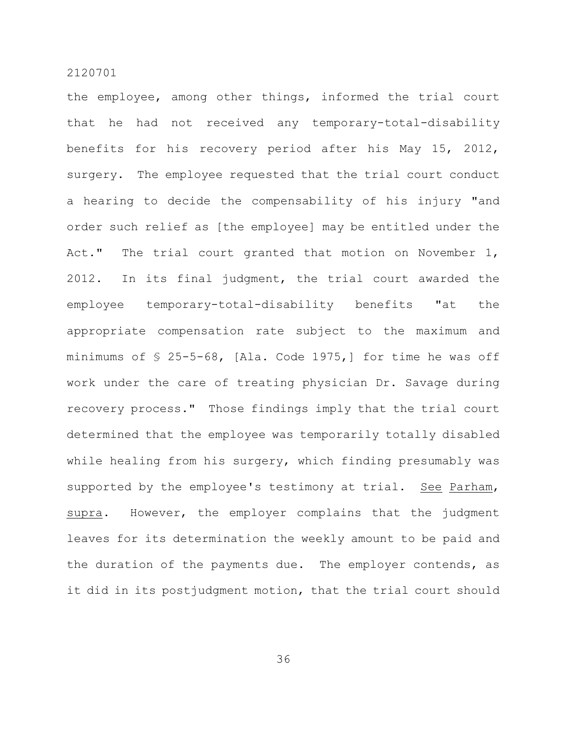the employee, among other things, informed the trial court that he had not received any temporary-total-disability benefits for his recovery period after his May 15, 2012, surgery. The employee requested that the trial court conduct a hearing to decide the compensability of his injury "and order such relief as [the employee] may be entitled under the Act." The trial court granted that motion on November 1, 2012. In its final judgment, the trial court awarded the employee temporary-total-disability benefits "at the appropriate compensation rate subject to the maximum and minimums of § 25-5-68, [Ala. Code 1975,] for time he was off work under the care of treating physician Dr. Savage during recovery process." Those findings imply that the trial court determined that the employee was temporarily totally disabled while healing from his surgery, which finding presumably was supported by the employee's testimony at trial. See Parham, supra. However, the employer complains that the judgment leaves for its determination the weekly amount to be paid and the duration of the payments due. The employer contends, as it did in its postjudgment motion, that the trial court should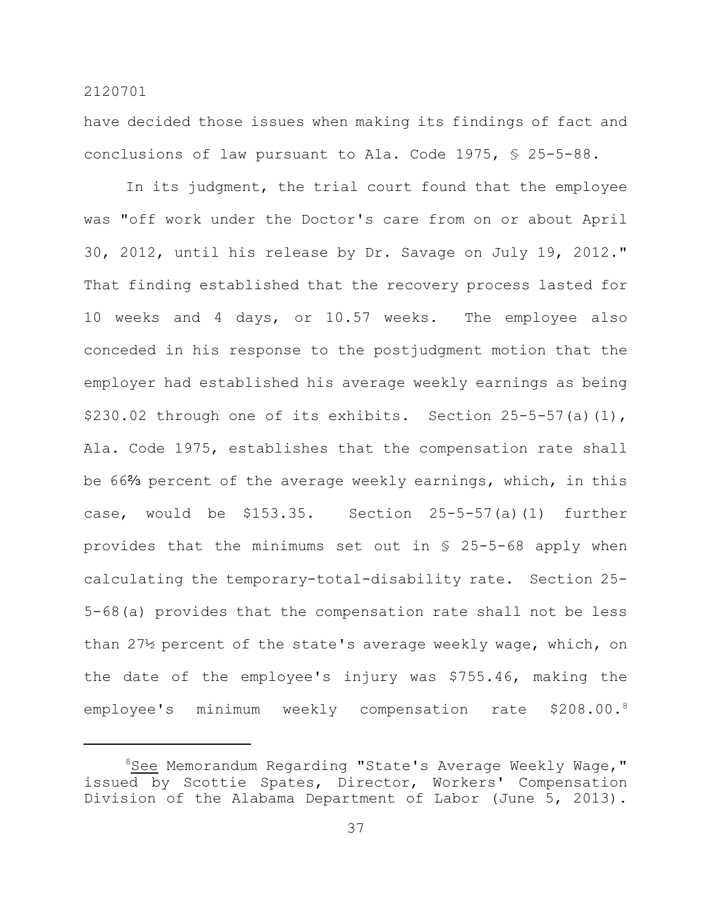have decided those issues when making its findings of fact and conclusions of law pursuant to Ala. Code 1975, § 25-5-88.

In its judgment, the trial court found that the employee was "off work under the Doctor's care from on or about April 30, 2012, until his release by Dr. Savage on July 19, 2012." That finding established that the recovery process lasted for 10 weeks and 4 days, or 10.57 weeks. The employee also conceded in his response to the postjudgment motion that the employer had established his average weekly earnings as being $230.02 through one of its exhibits. Section 25-5-57(a)(1), Ala. Code 1975, establishes that the compensation rate shall be 66⅔ percent of the average weekly earnings, which, in this case, would be $153.35. Section 25-5-57(a)(1) further provides that the minimums set out in § 25-5-68 apply when calculating the temporary-total-disability rate. Section 25-5-68(a) provides that the compensation rate shall not be less than 27½ percent of the state's average weekly wage, which, on the date of the employee's injury was $755.46, making the employee's minimum weekly compensation rate $208.00.[8]

---

[8] See Memorandum Regarding "State's Average Weekly Wage," issued by Scottie Spates, Director, Workers' Compensation Division of the Alabama Department of Labor (June 5, 2013).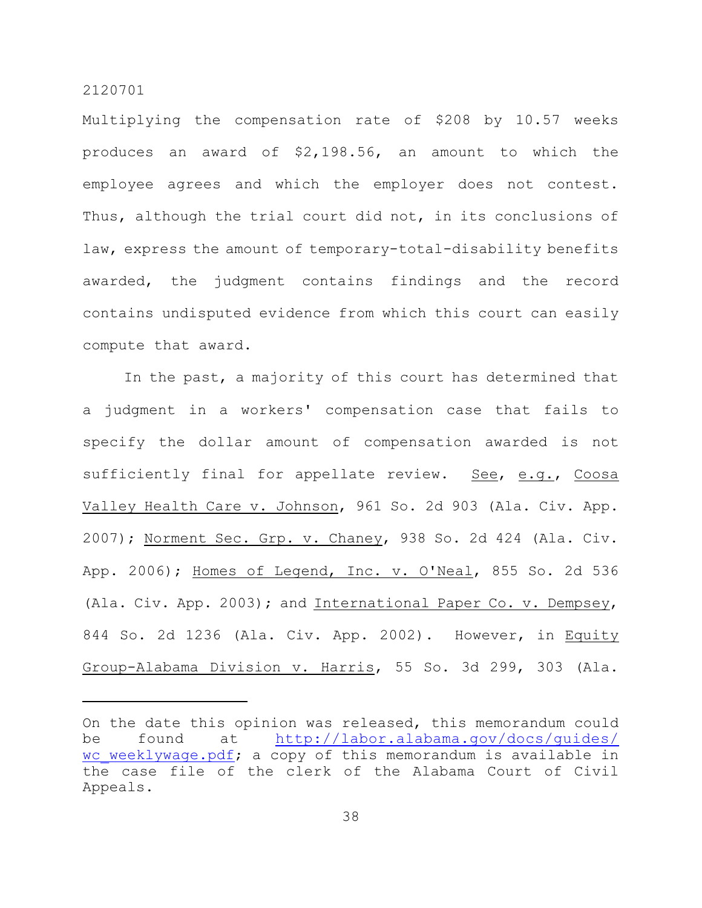Multiplying the compensation rate of $208 by 10.57 weeks produces an award of $2,198.56, an amount to which the employee agrees and which the employer does not contest. Thus, although the trial court did not, in its conclusions of law, express the amount of temporary-total-disability benefits awarded, the judgment contains findings and the record contains undisputed evidence from which this court can easily compute that award.

In the past, a majority of this court has determined that a judgment in a workers' compensation case that fails to specify the dollar amount of compensation awarded is not sufficiently final for appellate review. See, e.g., Coosa Valley Health Care v. Johnson, 961 So. 2d 903 (Ala. Civ. App. 2007); Norment Sec. Grp. v. Chaney, 938 So. 2d 424 (Ala. Civ. App. 2006); Homes of Legend, Inc. v. O'Neal, 855 So. 2d 536 (Ala. Civ. App. 2003); and International Paper Co. v. Dempsey, 844 So. 2d 1236 (Ala. Civ. App. 2002). However, in Equity Group-Alabama Division v. Harris, 55 So. 3d 299, 303 (Ala.

---

On the date this opinion was released, this memorandum could be found at http://labor.alabama.gov/docs/guides/wc_weeklywage.pdf; a copy of this memorandum is available in the case file of the clerk of the Alabama Court of Civil Appeals.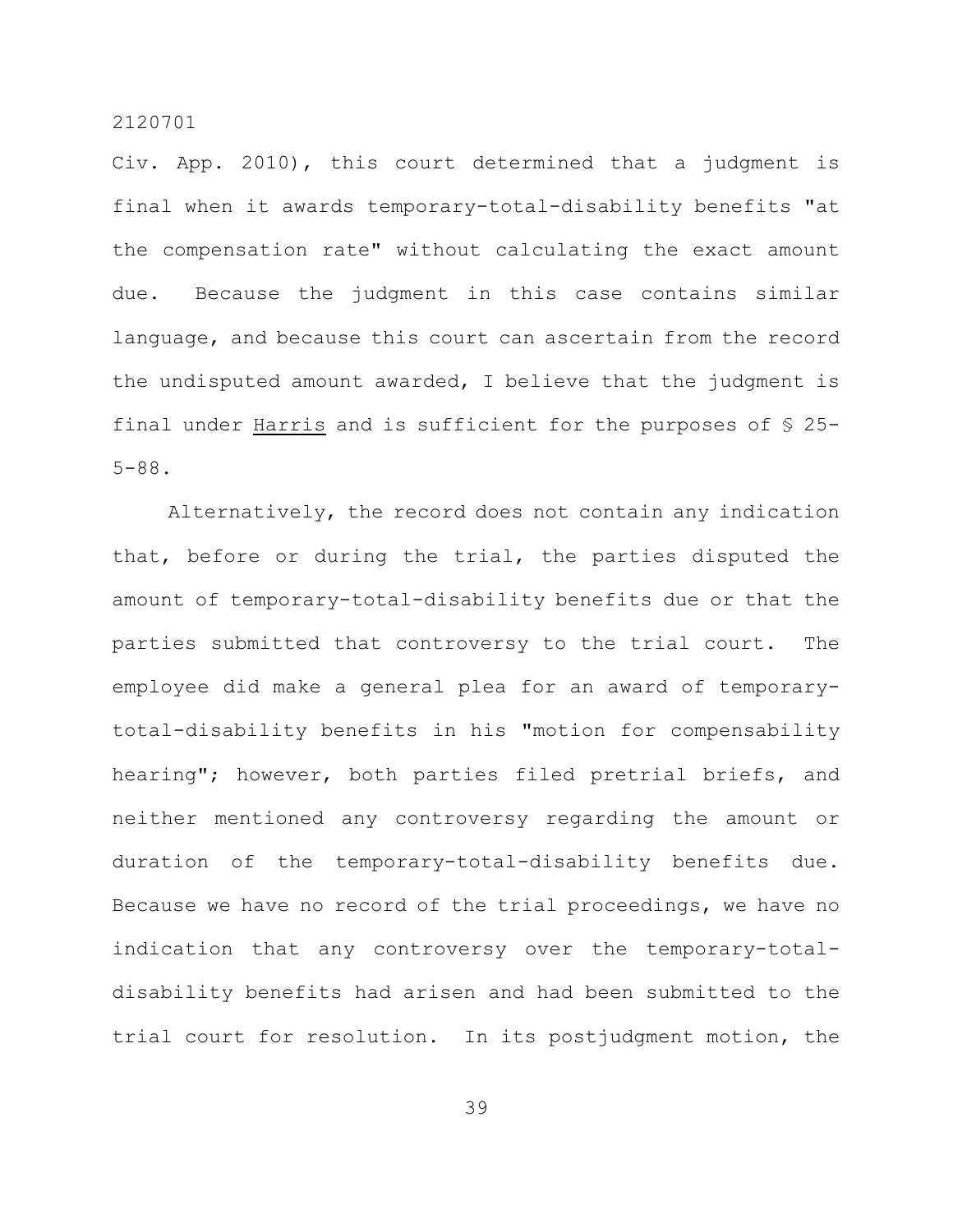Civ. App. 2010), this court determined that a judgment is final when it awards temporary-total-disability benefits "at the compensation rate" without calculating the exact amount due. Because the judgment in this case contains similar language, and because this court can ascertain from the record the undisputed amount awarded, I believe that the judgment is final under Harris and is sufficient for the purposes of § 25-5-88.

Alternatively, the record does not contain any indication that, before or during the trial, the parties disputed the amount of temporary-total-disability benefits due or that the parties submitted that controversy to the trial court. The employee did make a general plea for an award of temporary-total-disability benefits in his "motion for compensability hearing"; however, both parties filed pretrial briefs, and neither mentioned any controversy regarding the amount or duration of the temporary-total-disability benefits due. Because we have no record of the trial proceedings, we have no indication that any controversy over the temporary-total-disability benefits had arisen and had been submitted to the trial court for resolution. In its postjudgment motion, the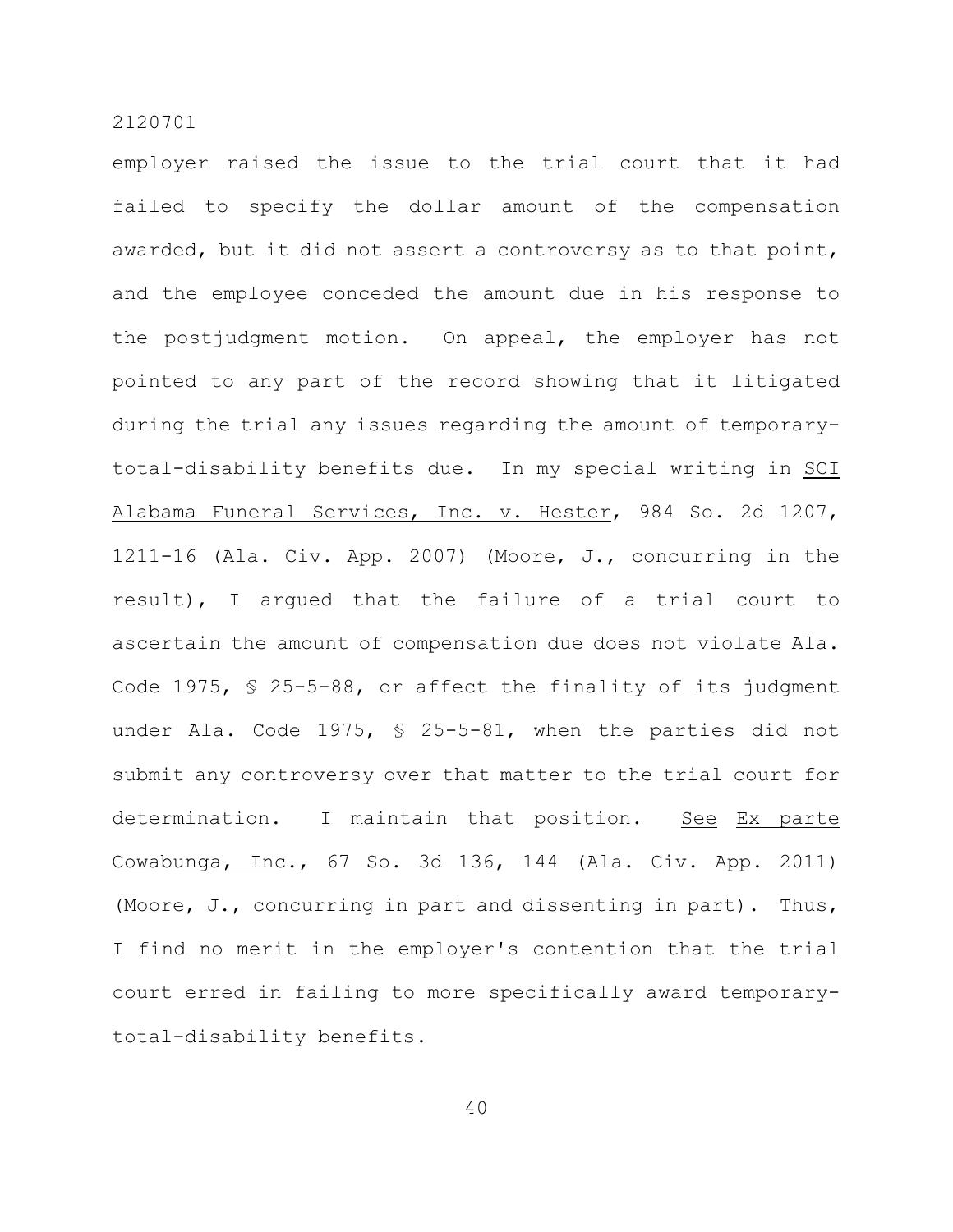employer raised the issue to the trial court that it had failed to specify the dollar amount of the compensation awarded, but it did not assert a controversy as to that point, and the employee conceded the amount due in his response to the postjudgment motion. On appeal, the employer has not pointed to any part of the record showing that it litigated during the trial any issues regarding the amount of temporary-total-disability benefits due. In my special writing in <u>SCI Alabama Funeral Services, Inc. v. Hester</u>, 984 So. 2d 1207, 1211-16 (Ala. Civ. App. 2007) (Moore, J., concurring in the result), I argued that the failure of a trial court to ascertain the amount of compensation due does not violate Ala. Code 1975, § 25-5-88, or affect the finality of its judgment under Ala. Code 1975, § 25-5-81, when the parties did not submit any controversy over that matter to the trial court for determination. I maintain that position. <u>See</u> <u>Ex parte Cowabunga, Inc.</u>, 67 So. 3d 136, 144 (Ala. Civ. App. 2011) (Moore, J., concurring in part and dissenting in part). Thus, I find no merit in the employer's contention that the trial court erred in failing to more specifically award temporary-total-disability benefits.